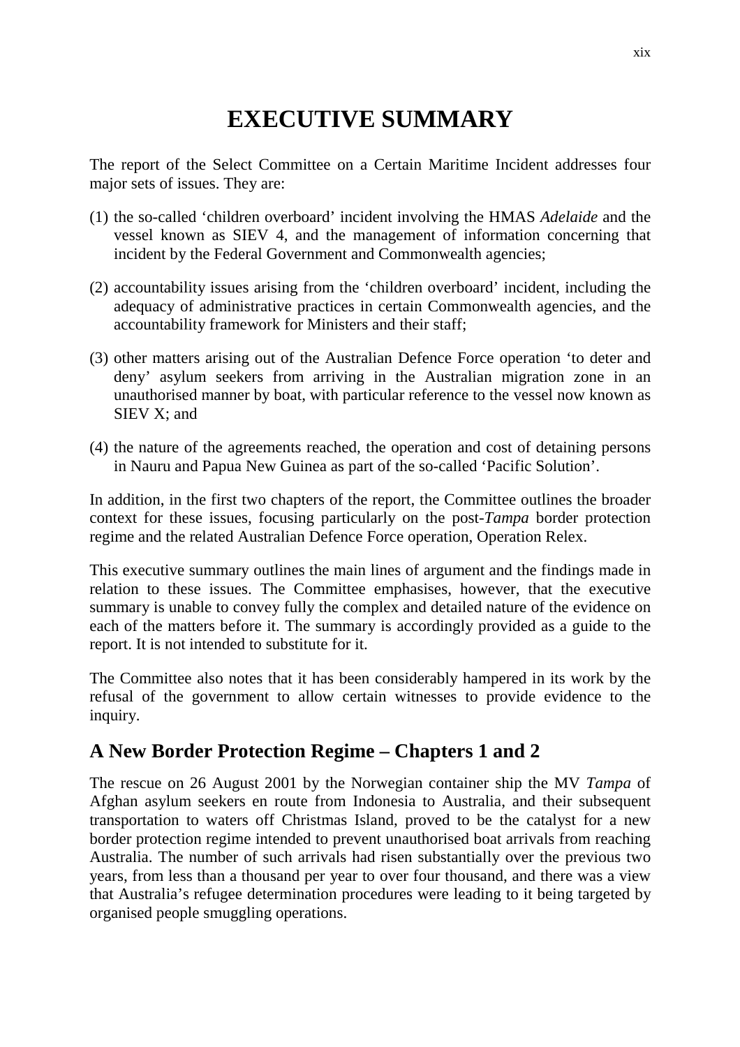# EXECUTIVE SUMMARY

The report of the Select Committee on a Certain Maritime Incident addresses four major sets of issues. They are:

(1) the so-called 'children overboard' incident involving the HMAS *Adelaide* and the vessel known as SIEV 4, and the management of information concerning that incident by the Federal Government and Commonwealth agencies;

(2) accountability issues arising from the 'children overboard' incident, including the adequacy of administrative practices in certain Commonwealth agencies, and the accountability framework for Ministers and their staff;

(3) other matters arising out of the Australian Defence Force operation 'to deter and deny' asylum seekers from arriving in the Australian migration zone in an unauthorised manner by boat, with particular reference to the vessel now known as SIEV X; and

(4) the nature of the agreements reached, the operation and cost of detaining persons in Nauru and Papua New Guinea as part of the so-called 'Pacific Solution'.

In addition, in the first two chapters of the report, the Committee outlines the broader context for these issues, focusing particularly on the post-*Tampa* border protection regime and the related Australian Defence Force operation, Operation Relex.

This executive summary outlines the main lines of argument and the findings made in relation to these issues. The Committee emphasises, however, that the executive summary is unable to convey fully the complex and detailed nature of the evidence on each of the matters before it. The summary is accordingly provided as a guide to the report. It is not intended to substitute for it.

The Committee also notes that it has been considerably hampered in its work by the refusal of the government to allow certain witnesses to provide evidence to the inquiry.

## A New Border Protection Regime – Chapters 1 and 2

The rescue on 26 August 2001 by the Norwegian container ship the MV *Tampa* of Afghan asylum seekers en route from Indonesia to Australia, and their subsequent transportation to waters off Christmas Island, proved to be the catalyst for a new border protection regime intended to prevent unauthorised boat arrivals from reaching Australia. The number of such arrivals had risen substantially over the previous two years, from less than a thousand per year to over four thousand, and there was a view that Australia's refugee determination procedures were leading to it being targeted by organised people smuggling operations.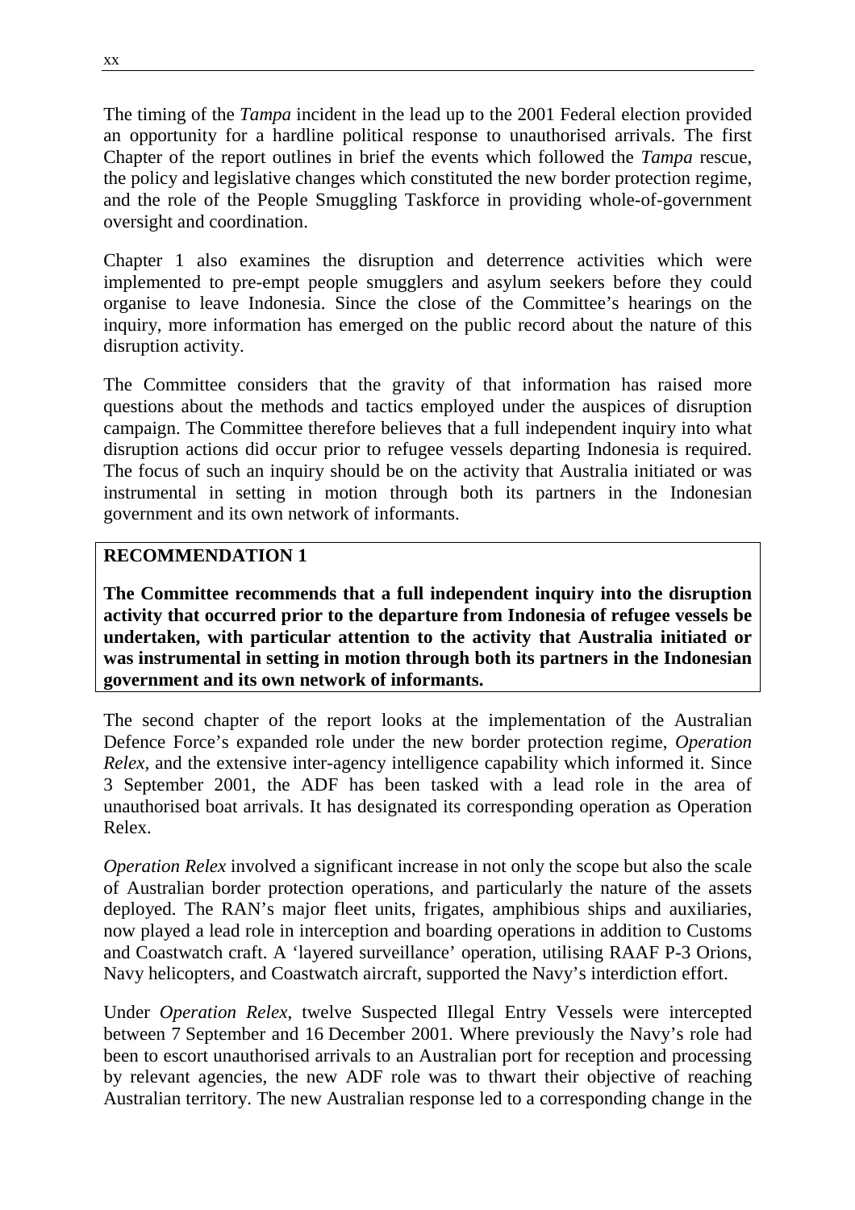The timing of the *Tampa* incident in the lead up to the 2001 Federal election provided an opportunity for a hardline political response to unauthorised arrivals. The first Chapter of the report outlines in brief the events which followed the *Tampa* rescue, the policy and legislative changes which constituted the new border protection regime, and the role of the People Smuggling Taskforce in providing whole-of-government oversight and coordination.

Chapter 1 also examines the disruption and deterrence activities which were implemented to pre-empt people smugglers and asylum seekers before they could organise to leave Indonesia. Since the close of the Committee's hearings on the inquiry, more information has emerged on the public record about the nature of this disruption activity.

The Committee considers that the gravity of that information has raised more questions about the methods and tactics employed under the auspices of disruption campaign. The Committee therefore believes that a full independent inquiry into what disruption actions did occur prior to refugee vessels departing Indonesia is required. The focus of such an inquiry should be on the activity that Australia initiated or was instrumental in setting in motion through both its partners in the Indonesian government and its own network of informants.

**RECOMMENDATION 1**

**The Committee recommends that a full independent inquiry into the disruption activity that occurred prior to the departure from Indonesia of refugee vessels be undertaken, with particular attention to the activity that Australia initiated or was instrumental in setting in motion through both its partners in the Indonesian government and its own network of informants.**

The second chapter of the report looks at the implementation of the Australian Defence Force's expanded role under the new border protection regime, *Operation Relex,* and the extensive inter-agency intelligence capability which informed it. Since 3 September 2001, the ADF has been tasked with a lead role in the area of unauthorised boat arrivals. It has designated its corresponding operation as Operation Relex.

*Operation Relex* involved a significant increase in not only the scope but also the scale of Australian border protection operations, and particularly the nature of the assets deployed. The RAN's major fleet units, frigates, amphibious ships and auxiliaries, now played a lead role in interception and boarding operations in addition to Customs and Coastwatch craft. A 'layered surveillance' operation, utilising RAAF P-3 Orions, Navy helicopters, and Coastwatch aircraft, supported the Navy's interdiction effort.

Under *Operation Relex*, twelve Suspected Illegal Entry Vessels were intercepted between 7 September and 16 December 2001. Where previously the Navy's role had been to escort unauthorised arrivals to an Australian port for reception and processing by relevant agencies, the new ADF role was to thwart their objective of reaching Australian territory. The new Australian response led to a corresponding change in the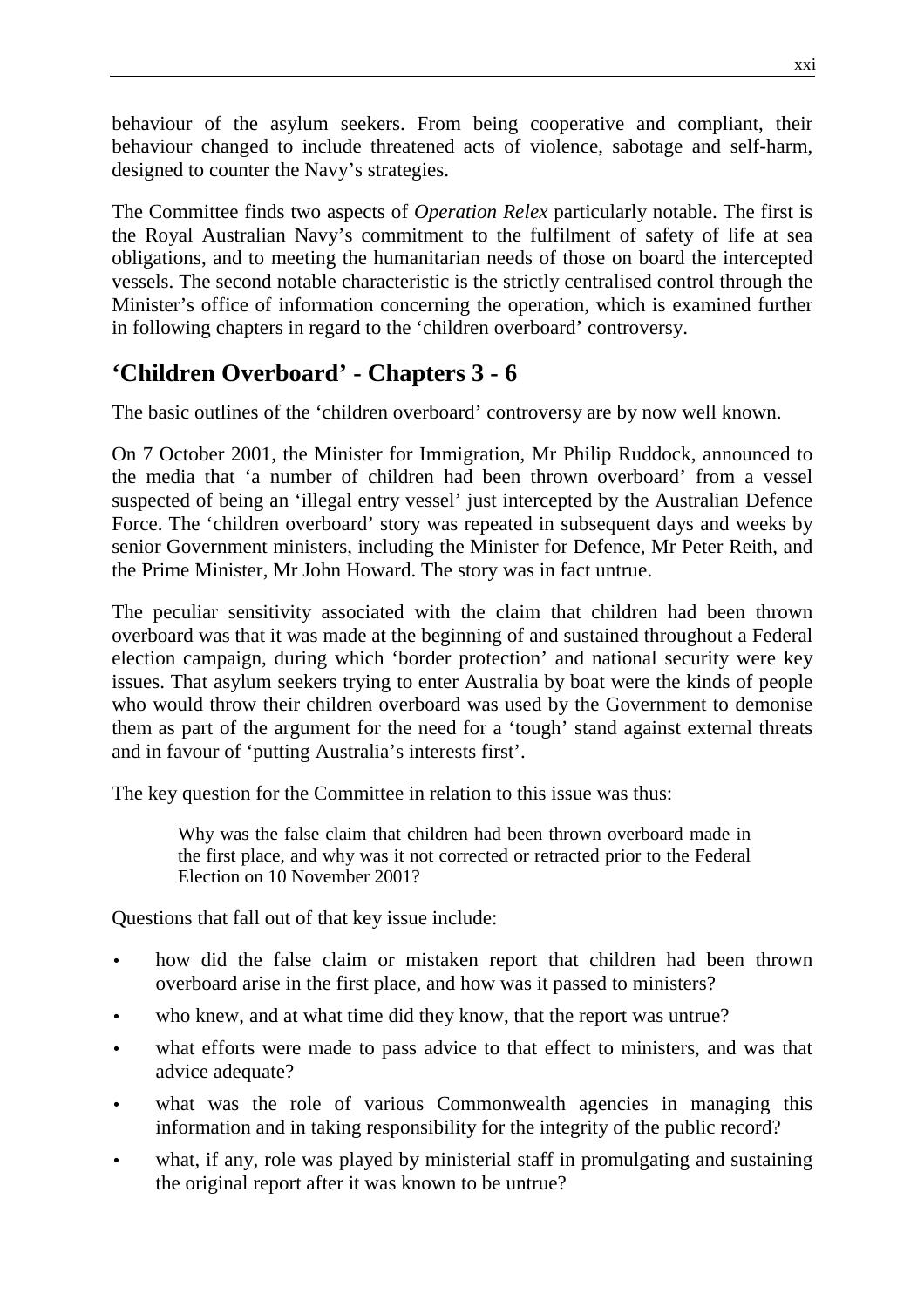behaviour of the asylum seekers. From being cooperative and compliant, their behaviour changed to include threatened acts of violence, sabotage and self-harm, designed to counter the Navy's strategies.

The Committee finds two aspects of *Operation Relex* particularly notable. The first is the Royal Australian Navy's commitment to the fulfilment of safety of life at sea obligations, and to meeting the humanitarian needs of those on board the intercepted vessels. The second notable characteristic is the strictly centralised control through the Minister's office of information concerning the operation, which is examined further in following chapters in regard to the 'children overboard' controversy.

## 'Children Overboard' - Chapters 3 - 6

The basic outlines of the 'children overboard' controversy are by now well known.

On 7 October 2001, the Minister for Immigration, Mr Philip Ruddock, announced to the media that 'a number of children had been thrown overboard' from a vessel suspected of being an 'illegal entry vessel' just intercepted by the Australian Defence Force. The 'children overboard' story was repeated in subsequent days and weeks by senior Government ministers, including the Minister for Defence, Mr Peter Reith, and the Prime Minister, Mr John Howard. The story was in fact untrue.

The peculiar sensitivity associated with the claim that children had been thrown overboard was that it was made at the beginning of and sustained throughout a Federal election campaign, during which 'border protection' and national security were key issues. That asylum seekers trying to enter Australia by boat were the kinds of people who would throw their children overboard was used by the Government to demonise them as part of the argument for the need for a 'tough' stand against external threats and in favour of 'putting Australia's interests first'.

The key question for the Committee in relation to this issue was thus:

> Why was the false claim that children had been thrown overboard made in the first place, and why was it not corrected or retracted prior to the Federal Election on 10 November 2001?

Questions that fall out of that key issue include:

- how did the false claim or mistaken report that children had been thrown overboard arise in the first place, and how was it passed to ministers?
- who knew, and at what time did they know, that the report was untrue?
- what efforts were made to pass advice to that effect to ministers, and was that advice adequate?
- what was the role of various Commonwealth agencies in managing this information and in taking responsibility for the integrity of the public record?
- what, if any, role was played by ministerial staff in promulgating and sustaining the original report after it was known to be untrue?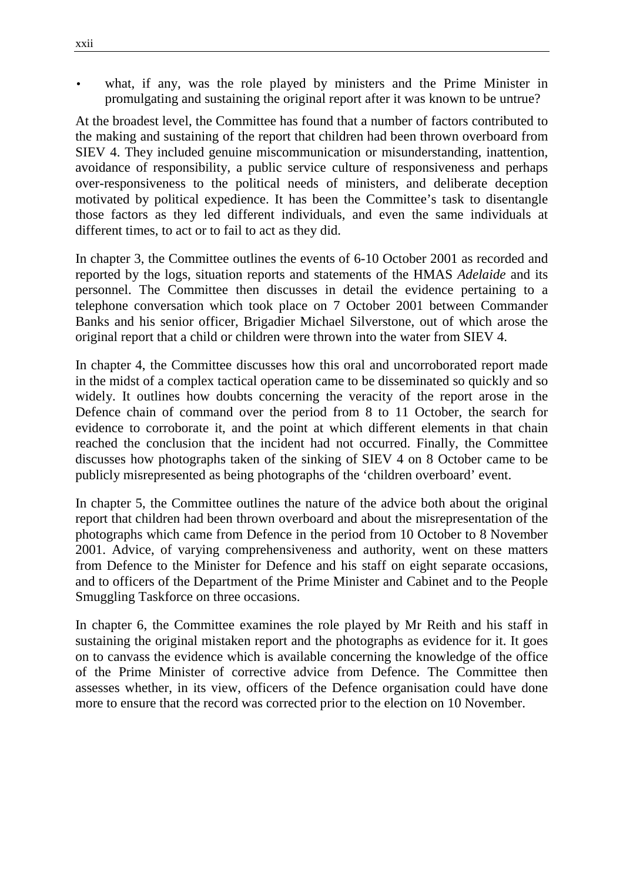- what, if any, was the role played by ministers and the Prime Minister in promulgating and sustaining the original report after it was known to be untrue?

At the broadest level, the Committee has found that a number of factors contributed to the making and sustaining of the report that children had been thrown overboard from SIEV 4. They included genuine miscommunication or misunderstanding, inattention, avoidance of responsibility, a public service culture of responsiveness and perhaps over-responsiveness to the political needs of ministers, and deliberate deception motivated by political expedience. It has been the Committee's task to disentangle those factors as they led different individuals, and even the same individuals at different times, to act or to fail to act as they did.

In chapter 3, the Committee outlines the events of 6-10 October 2001 as recorded and reported by the logs, situation reports and statements of the HMAS *Adelaide* and its personnel. The Committee then discusses in detail the evidence pertaining to a telephone conversation which took place on 7 October 2001 between Commander Banks and his senior officer, Brigadier Michael Silverstone, out of which arose the original report that a child or children were thrown into the water from SIEV 4.

In chapter 4, the Committee discusses how this oral and uncorroborated report made in the midst of a complex tactical operation came to be disseminated so quickly and so widely. It outlines how doubts concerning the veracity of the report arose in the Defence chain of command over the period from 8 to 11 October, the search for evidence to corroborate it, and the point at which different elements in that chain reached the conclusion that the incident had not occurred. Finally, the Committee discusses how photographs taken of the sinking of SIEV 4 on 8 October came to be publicly misrepresented as being photographs of the 'children overboard' event.

In chapter 5, the Committee outlines the nature of the advice both about the original report that children had been thrown overboard and about the misrepresentation of the photographs which came from Defence in the period from 10 October to 8 November 2001. Advice, of varying comprehensiveness and authority, went on these matters from Defence to the Minister for Defence and his staff on eight separate occasions, and to officers of the Department of the Prime Minister and Cabinet and to the People Smuggling Taskforce on three occasions.

In chapter 6, the Committee examines the role played by Mr Reith and his staff in sustaining the original mistaken report and the photographs as evidence for it. It goes on to canvass the evidence which is available concerning the knowledge of the office of the Prime Minister of corrective advice from Defence. The Committee then assesses whether, in its view, officers of the Defence organisation could have done more to ensure that the record was corrected prior to the election on 10 November.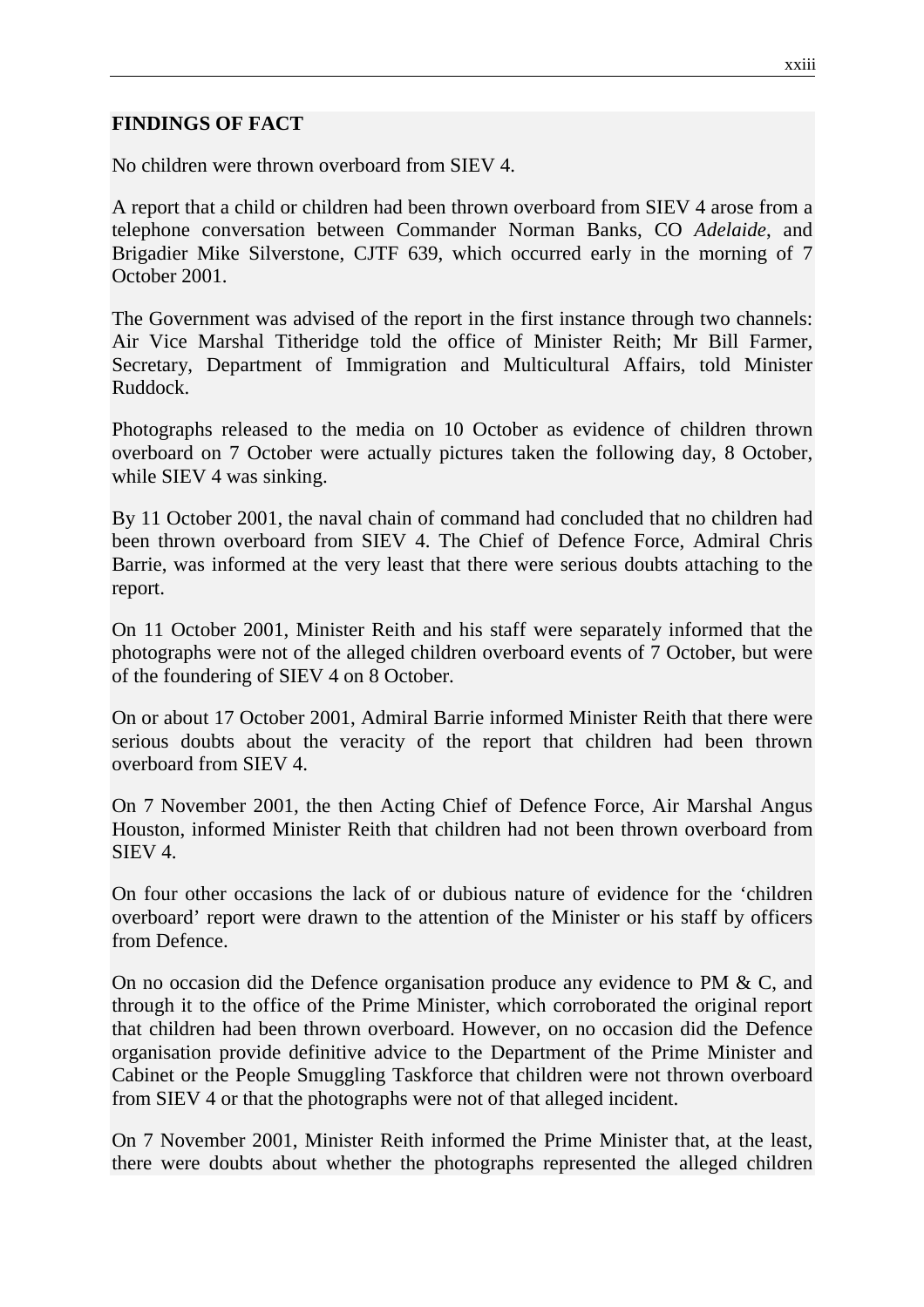**FINDINGS OF FACT**

No children were thrown overboard from SIEV 4.

A report that a child or children had been thrown overboard from SIEV 4 arose from a telephone conversation between Commander Norman Banks, CO *Adelaide*, and Brigadier Mike Silverstone, CJTF 639, which occurred early in the morning of 7 October 2001.

The Government was advised of the report in the first instance through two channels: Air Vice Marshal Titheridge told the office of Minister Reith; Mr Bill Farmer, Secretary, Department of Immigration and Multicultural Affairs, told Minister Ruddock.

Photographs released to the media on 10 October as evidence of children thrown overboard on 7 October were actually pictures taken the following day, 8 October, while SIEV 4 was sinking.

By 11 October 2001, the naval chain of command had concluded that no children had been thrown overboard from SIEV 4. The Chief of Defence Force, Admiral Chris Barrie, was informed at the very least that there were serious doubts attaching to the report.

On 11 October 2001, Minister Reith and his staff were separately informed that the photographs were not of the alleged children overboard events of 7 October, but were of the foundering of SIEV 4 on 8 October.

On or about 17 October 2001, Admiral Barrie informed Minister Reith that there were serious doubts about the veracity of the report that children had been thrown overboard from SIEV 4.

On 7 November 2001, the then Acting Chief of Defence Force, Air Marshal Angus Houston, informed Minister Reith that children had not been thrown overboard from SIEV 4.

On four other occasions the lack of or dubious nature of evidence for the 'children overboard' report were drawn to the attention of the Minister or his staff by officers from Defence.

On no occasion did the Defence organisation produce any evidence to PM & C, and through it to the office of the Prime Minister, which corroborated the original report that children had been thrown overboard. However, on no occasion did the Defence organisation provide definitive advice to the Department of the Prime Minister and Cabinet or the People Smuggling Taskforce that children were not thrown overboard from SIEV 4 or that the photographs were not of that alleged incident.

On 7 November 2001, Minister Reith informed the Prime Minister that, at the least, there were doubts about whether the photographs represented the alleged children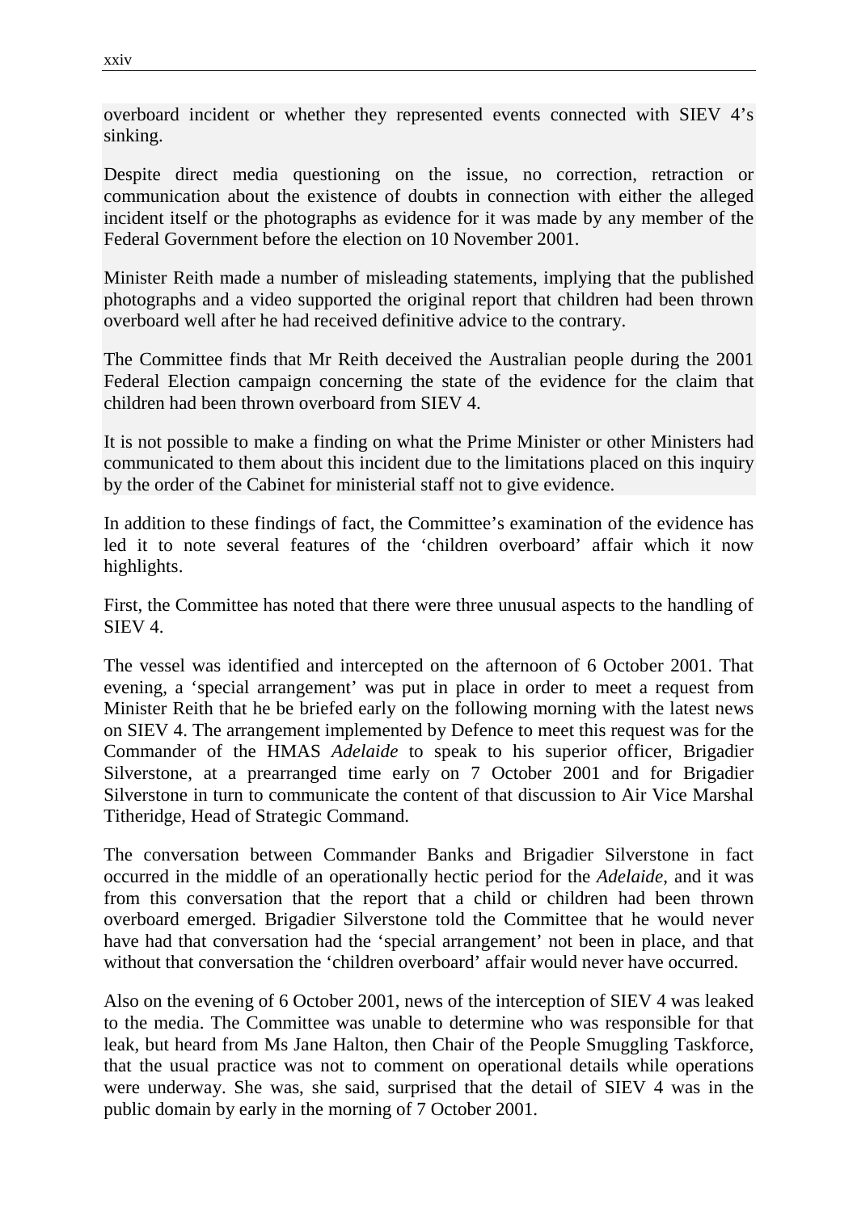overboard incident or whether they represented events connected with SIEV 4's sinking.

Despite direct media questioning on the issue, no correction, retraction or communication about the existence of doubts in connection with either the alleged incident itself or the photographs as evidence for it was made by any member of the Federal Government before the election on 10 November 2001.

Minister Reith made a number of misleading statements, implying that the published photographs and a video supported the original report that children had been thrown overboard well after he had received definitive advice to the contrary.

The Committee finds that Mr Reith deceived the Australian people during the 2001 Federal Election campaign concerning the state of the evidence for the claim that children had been thrown overboard from SIEV 4.

It is not possible to make a finding on what the Prime Minister or other Ministers had communicated to them about this incident due to the limitations placed on this inquiry by the order of the Cabinet for ministerial staff not to give evidence.

In addition to these findings of fact, the Committee's examination of the evidence has led it to note several features of the 'children overboard' affair which it now highlights.

First, the Committee has noted that there were three unusual aspects to the handling of SIEV 4.

The vessel was identified and intercepted on the afternoon of 6 October 2001. That evening, a 'special arrangement' was put in place in order to meet a request from Minister Reith that he be briefed early on the following morning with the latest news on SIEV 4. The arrangement implemented by Defence to meet this request was for the Commander of the HMAS *Adelaide* to speak to his superior officer, Brigadier Silverstone, at a prearranged time early on 7 October 2001 and for Brigadier Silverstone in turn to communicate the content of that discussion to Air Vice Marshal Titheridge, Head of Strategic Command.

The conversation between Commander Banks and Brigadier Silverstone in fact occurred in the middle of an operationally hectic period for the *Adelaide*, and it was from this conversation that the report that a child or children had been thrown overboard emerged. Brigadier Silverstone told the Committee that he would never have had that conversation had the 'special arrangement' not been in place, and that without that conversation the 'children overboard' affair would never have occurred.

Also on the evening of 6 October 2001, news of the interception of SIEV 4 was leaked to the media. The Committee was unable to determine who was responsible for that leak, but heard from Ms Jane Halton, then Chair of the People Smuggling Taskforce, that the usual practice was not to comment on operational details while operations were underway. She was, she said, surprised that the detail of SIEV 4 was in the public domain by early in the morning of 7 October 2001.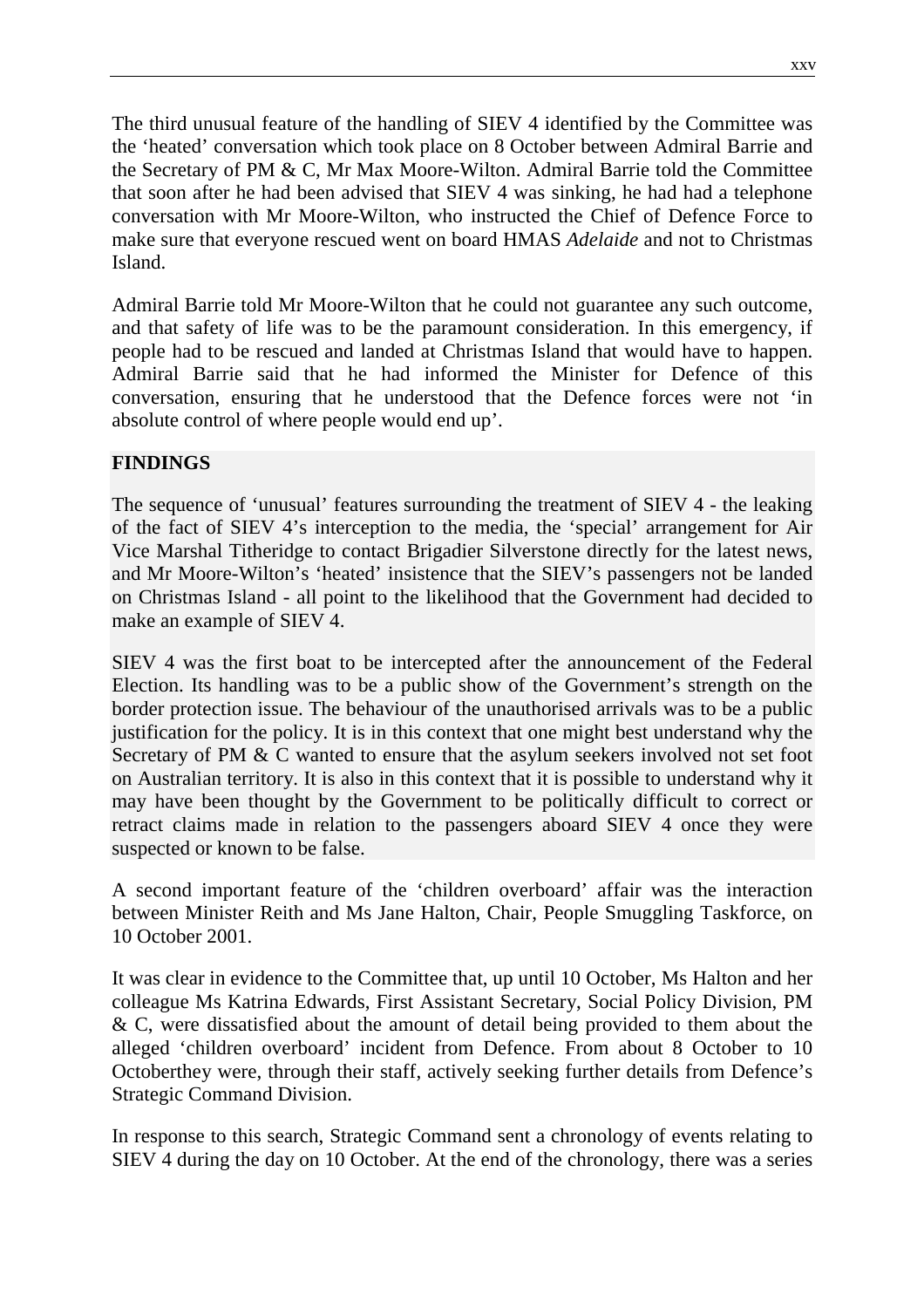The third unusual feature of the handling of SIEV 4 identified by the Committee was the 'heated' conversation which took place on 8 October between Admiral Barrie and the Secretary of PM & C, Mr Max Moore-Wilton. Admiral Barrie told the Committee that soon after he had been advised that SIEV 4 was sinking, he had had a telephone conversation with Mr Moore-Wilton, who instructed the Chief of Defence Force to make sure that everyone rescued went on board HMAS *Adelaide* and not to Christmas Island.

Admiral Barrie told Mr Moore-Wilton that he could not guarantee any such outcome, and that safety of life was to be the paramount consideration. In this emergency, if people had to be rescued and landed at Christmas Island that would have to happen. Admiral Barrie said that he had informed the Minister for Defence of this conversation, ensuring that he understood that the Defence forces were not 'in absolute control of where people would end up'.

**FINDINGS**

The sequence of 'unusual' features surrounding the treatment of SIEV 4 - the leaking of the fact of SIEV 4's interception to the media, the 'special' arrangement for Air Vice Marshal Titheridge to contact Brigadier Silverstone directly for the latest news, and Mr Moore-Wilton's 'heated' insistence that the SIEV's passengers not be landed on Christmas Island - all point to the likelihood that the Government had decided to make an example of SIEV 4.

SIEV 4 was the first boat to be intercepted after the announcement of the Federal Election. Its handling was to be a public show of the Government's strength on the border protection issue. The behaviour of the unauthorised arrivals was to be a public justification for the policy. It is in this context that one might best understand why the Secretary of PM & C wanted to ensure that the asylum seekers involved not set foot on Australian territory. It is also in this context that it is possible to understand why it may have been thought by the Government to be politically difficult to correct or retract claims made in relation to the passengers aboard SIEV 4 once they were suspected or known to be false.

A second important feature of the 'children overboard' affair was the interaction between Minister Reith and Ms Jane Halton, Chair, People Smuggling Taskforce, on 10 October 2001.

It was clear in evidence to the Committee that, up until 10 October, Ms Halton and her colleague Ms Katrina Edwards, First Assistant Secretary, Social Policy Division, PM & C, were dissatisfied about the amount of detail being provided to them about the alleged 'children overboard' incident from Defence. From about 8 October to 10 Octoberthey were, through their staff, actively seeking further details from Defence's Strategic Command Division.

In response to this search, Strategic Command sent a chronology of events relating to SIEV 4 during the day on 10 October. At the end of the chronology, there was a series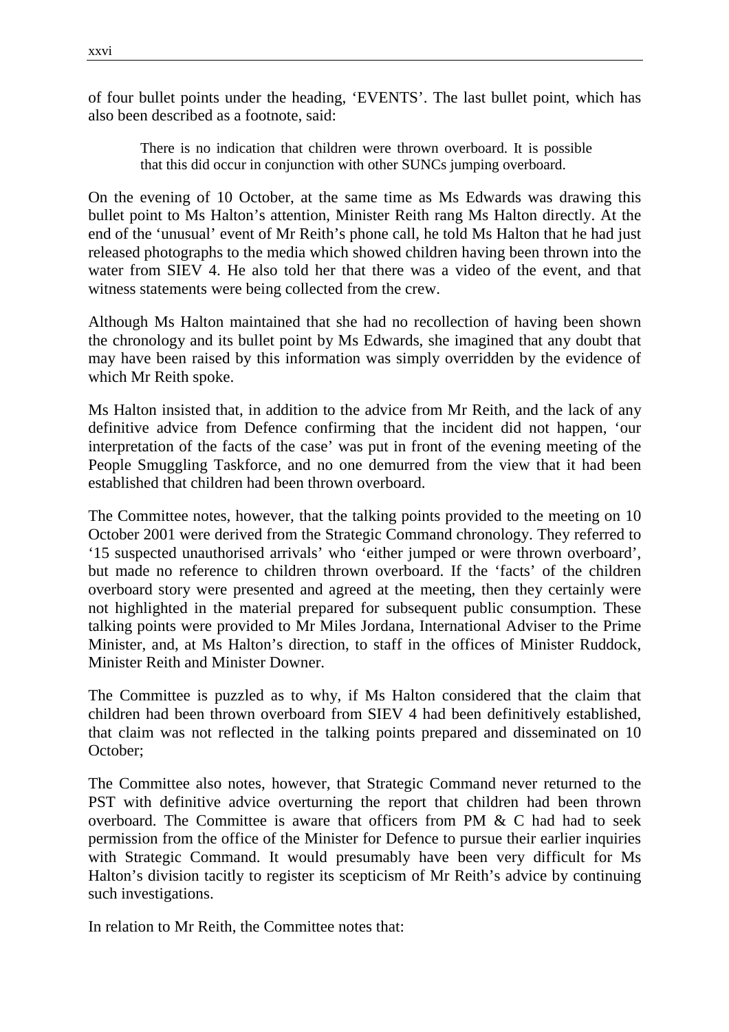of four bullet points under the heading, 'EVENTS'. The last bullet point, which has also been described as a footnote, said:

> There is no indication that children were thrown overboard. It is possible that this did occur in conjunction with other SUNCs jumping overboard.

On the evening of 10 October, at the same time as Ms Edwards was drawing this bullet point to Ms Halton's attention, Minister Reith rang Ms Halton directly. At the end of the 'unusual' event of Mr Reith's phone call, he told Ms Halton that he had just released photographs to the media which showed children having been thrown into the water from SIEV 4. He also told her that there was a video of the event, and that witness statements were being collected from the crew.

Although Ms Halton maintained that she had no recollection of having been shown the chronology and its bullet point by Ms Edwards, she imagined that any doubt that may have been raised by this information was simply overridden by the evidence of which Mr Reith spoke.

Ms Halton insisted that, in addition to the advice from Mr Reith, and the lack of any definitive advice from Defence confirming that the incident did not happen, 'our interpretation of the facts of the case' was put in front of the evening meeting of the People Smuggling Taskforce, and no one demurred from the view that it had been established that children had been thrown overboard.

The Committee notes, however, that the talking points provided to the meeting on 10 October 2001 were derived from the Strategic Command chronology. They referred to '15 suspected unauthorised arrivals' who 'either jumped or were thrown overboard', but made no reference to children thrown overboard. If the 'facts' of the children overboard story were presented and agreed at the meeting, then they certainly were not highlighted in the material prepared for subsequent public consumption. These talking points were provided to Mr Miles Jordana, International Adviser to the Prime Minister, and, at Ms Halton's direction, to staff in the offices of Minister Ruddock, Minister Reith and Minister Downer.

The Committee is puzzled as to why, if Ms Halton considered that the claim that children had been thrown overboard from SIEV 4 had been definitively established, that claim was not reflected in the talking points prepared and disseminated on 10 October;

The Committee also notes, however, that Strategic Command never returned to the PST with definitive advice overturning the report that children had been thrown overboard. The Committee is aware that officers from PM & C had had to seek permission from the office of the Minister for Defence to pursue their earlier inquiries with Strategic Command. It would presumably have been very difficult for Ms Halton's division tacitly to register its scepticism of Mr Reith's advice by continuing such investigations.

In relation to Mr Reith, the Committee notes that: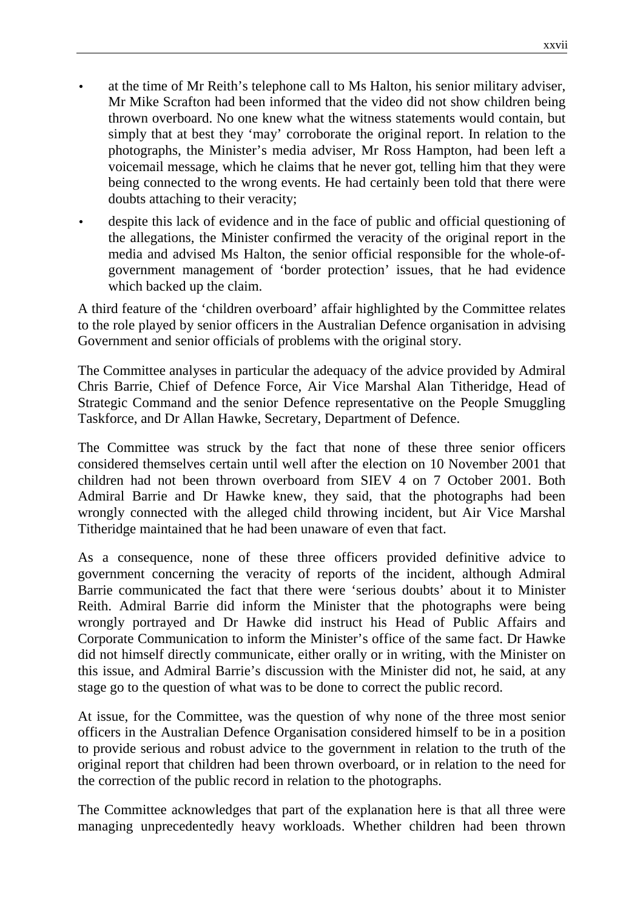- at the time of Mr Reith's telephone call to Ms Halton, his senior military adviser, Mr Mike Scrafton had been informed that the video did not show children being thrown overboard. No one knew what the witness statements would contain, but simply that at best they 'may' corroborate the original report. In relation to the photographs, the Minister's media adviser, Mr Ross Hampton, had been left a voicemail message, which he claims that he never got, telling him that they were being connected to the wrong events. He had certainly been told that there were doubts attaching to their veracity;
- despite this lack of evidence and in the face of public and official questioning of the allegations, the Minister confirmed the veracity of the original report in the media and advised Ms Halton, the senior official responsible for the whole-of-government management of 'border protection' issues, that he had evidence which backed up the claim.

A third feature of the 'children overboard' affair highlighted by the Committee relates to the role played by senior officers in the Australian Defence organisation in advising Government and senior officials of problems with the original story.

The Committee analyses in particular the adequacy of the advice provided by Admiral Chris Barrie, Chief of Defence Force, Air Vice Marshal Alan Titheridge, Head of Strategic Command and the senior Defence representative on the People Smuggling Taskforce, and Dr Allan Hawke, Secretary, Department of Defence.

The Committee was struck by the fact that none of these three senior officers considered themselves certain until well after the election on 10 November 2001 that children had not been thrown overboard from SIEV 4 on 7 October 2001. Both Admiral Barrie and Dr Hawke knew, they said, that the photographs had been wrongly connected with the alleged child throwing incident, but Air Vice Marshal Titheridge maintained that he had been unaware of even that fact.

As a consequence, none of these three officers provided definitive advice to government concerning the veracity of reports of the incident, although Admiral Barrie communicated the fact that there were 'serious doubts' about it to Minister Reith. Admiral Barrie did inform the Minister that the photographs were being wrongly portrayed and Dr Hawke did instruct his Head of Public Affairs and Corporate Communication to inform the Minister's office of the same fact. Dr Hawke did not himself directly communicate, either orally or in writing, with the Minister on this issue, and Admiral Barrie's discussion with the Minister did not, he said, at any stage go to the question of what was to be done to correct the public record.

At issue, for the Committee, was the question of why none of the three most senior officers in the Australian Defence Organisation considered himself to be in a position to provide serious and robust advice to the government in relation to the truth of the original report that children had been thrown overboard, or in relation to the need for the correction of the public record in relation to the photographs.

The Committee acknowledges that part of the explanation here is that all three were managing unprecedentedly heavy workloads. Whether children had been thrown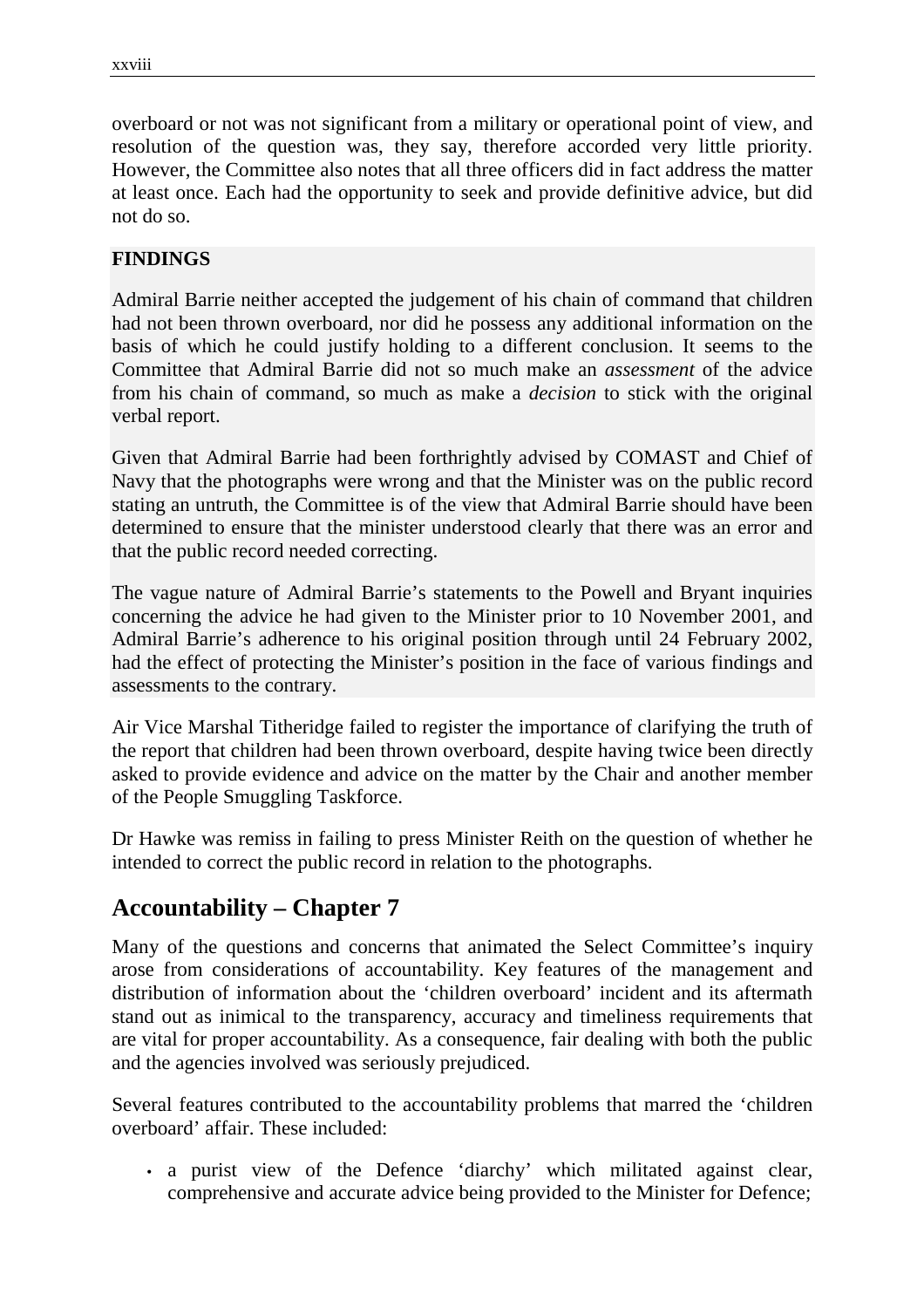overboard or not was not significant from a military or operational point of view, and resolution of the question was, they say, therefore accorded very little priority. However, the Committee also notes that all three officers did in fact address the matter at least once. Each had the opportunity to seek and provide definitive advice, but did not do so.

**FINDINGS**

Admiral Barrie neither accepted the judgement of his chain of command that children had not been thrown overboard, nor did he possess any additional information on the basis of which he could justify holding to a different conclusion. It seems to the Committee that Admiral Barrie did not so much make an *assessment* of the advice from his chain of command, so much as make a *decision* to stick with the original verbal report.

Given that Admiral Barrie had been forthrightly advised by COMAST and Chief of Navy that the photographs were wrong and that the Minister was on the public record stating an untruth, the Committee is of the view that Admiral Barrie should have been determined to ensure that the minister understood clearly that there was an error and that the public record needed correcting.

The vague nature of Admiral Barrie's statements to the Powell and Bryant inquiries concerning the advice he had given to the Minister prior to 10 November 2001, and Admiral Barrie's adherence to his original position through until 24 February 2002, had the effect of protecting the Minister's position in the face of various findings and assessments to the contrary.

Air Vice Marshal Titheridge failed to register the importance of clarifying the truth of the report that children had been thrown overboard, despite having twice been directly asked to provide evidence and advice on the matter by the Chair and another member of the People Smuggling Taskforce.

Dr Hawke was remiss in failing to press Minister Reith on the question of whether he intended to correct the public record in relation to the photographs.

## Accountability – Chapter 7

Many of the questions and concerns that animated the Select Committee's inquiry arose from considerations of accountability. Key features of the management and distribution of information about the 'children overboard' incident and its aftermath stand out as inimical to the transparency, accuracy and timeliness requirements that are vital for proper accountability. As a consequence, fair dealing with both the public and the agencies involved was seriously prejudiced.

Several features contributed to the accountability problems that marred the 'children overboard' affair. These included:

- a purist view of the Defence 'diarchy' which militated against clear, comprehensive and accurate advice being provided to the Minister for Defence;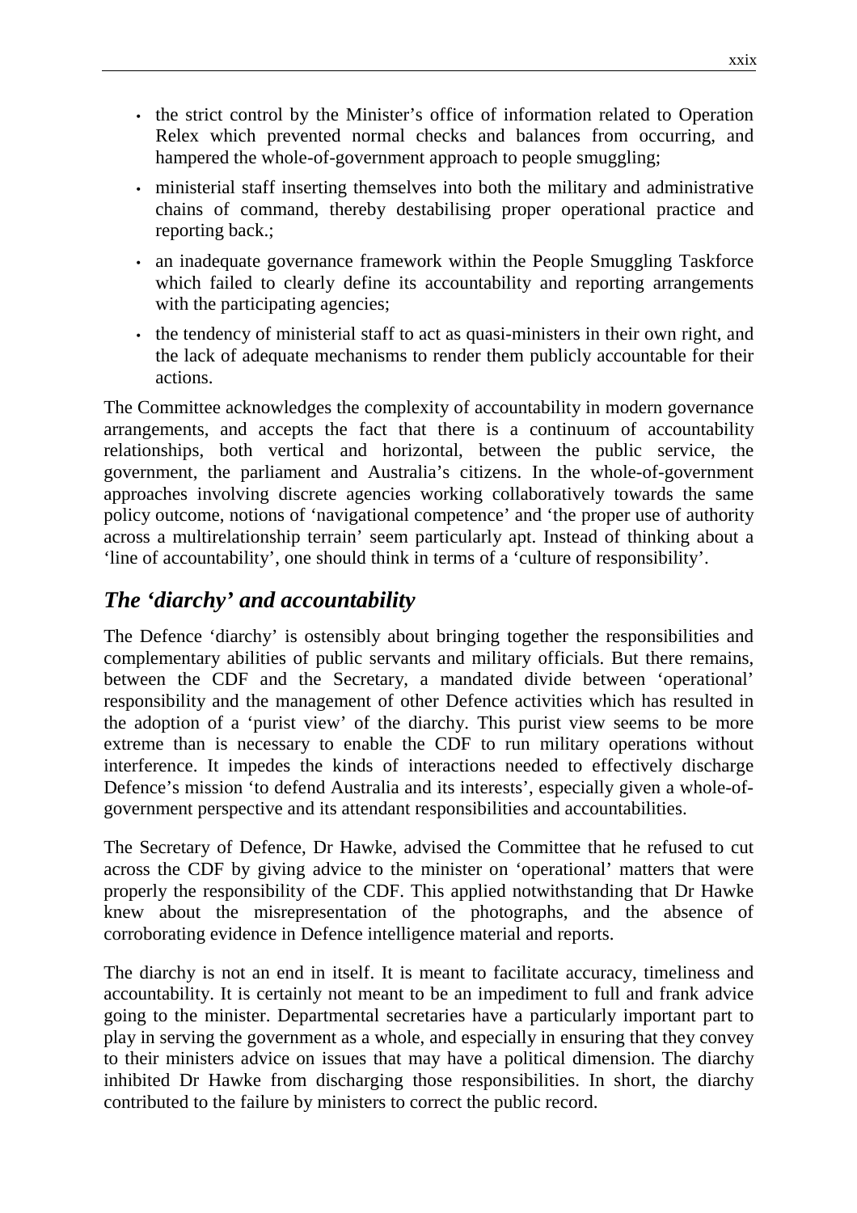- the strict control by the Minister's office of information related to Operation Relex which prevented normal checks and balances from occurring, and hampered the whole-of-government approach to people smuggling;
- ministerial staff inserting themselves into both the military and administrative chains of command, thereby destabilising proper operational practice and reporting back.;
- an inadequate governance framework within the People Smuggling Taskforce which failed to clearly define its accountability and reporting arrangements with the participating agencies;
- the tendency of ministerial staff to act as quasi-ministers in their own right, and the lack of adequate mechanisms to render them publicly accountable for their actions.

The Committee acknowledges the complexity of accountability in modern governance arrangements, and accepts the fact that there is a continuum of accountability relationships, both vertical and horizontal, between the public service, the government, the parliament and Australia's citizens. In the whole-of-government approaches involving discrete agencies working collaboratively towards the same policy outcome, notions of 'navigational competence' and 'the proper use of authority across a multirelationship terrain' seem particularly apt. Instead of thinking about a 'line of accountability', one should think in terms of a 'culture of responsibility'.

## *The 'diarchy' and accountability*

The Defence 'diarchy' is ostensibly about bringing together the responsibilities and complementary abilities of public servants and military officials. But there remains, between the CDF and the Secretary, a mandated divide between 'operational' responsibility and the management of other Defence activities which has resulted in the adoption of a 'purist view' of the diarchy. This purist view seems to be more extreme than is necessary to enable the CDF to run military operations without interference. It impedes the kinds of interactions needed to effectively discharge Defence's mission 'to defend Australia and its interests', especially given a whole-of-government perspective and its attendant responsibilities and accountabilities.

The Secretary of Defence, Dr Hawke, advised the Committee that he refused to cut across the CDF by giving advice to the minister on 'operational' matters that were properly the responsibility of the CDF. This applied notwithstanding that Dr Hawke knew about the misrepresentation of the photographs, and the absence of corroborating evidence in Defence intelligence material and reports.

The diarchy is not an end in itself. It is meant to facilitate accuracy, timeliness and accountability. It is certainly not meant to be an impediment to full and frank advice going to the minister. Departmental secretaries have a particularly important part to play in serving the government as a whole, and especially in ensuring that they convey to their ministers advice on issues that may have a political dimension. The diarchy inhibited Dr Hawke from discharging those responsibilities. In short, the diarchy contributed to the failure by ministers to correct the public record.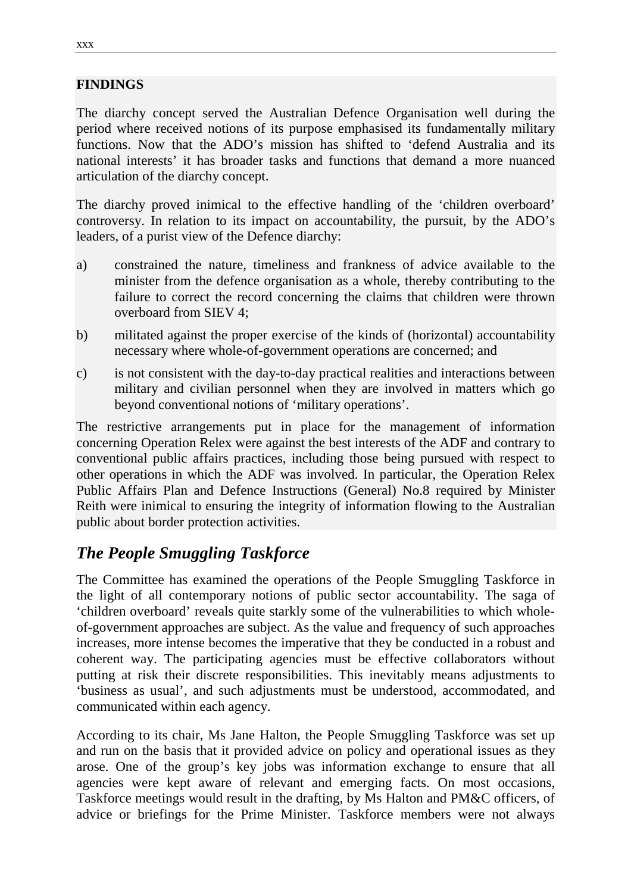**FINDINGS**

The diarchy concept served the Australian Defence Organisation well during the period where received notions of its purpose emphasised its fundamentally military functions. Now that the ADO's mission has shifted to 'defend Australia and its national interests' it has broader tasks and functions that demand a more nuanced articulation of the diarchy concept.

The diarchy proved inimical to the effective handling of the 'children overboard' controversy. In relation to its impact on accountability, the pursuit, by the ADO's leaders, of a purist view of the Defence diarchy:

a) constrained the nature, timeliness and frankness of advice available to the minister from the defence organisation as a whole, thereby contributing to the failure to correct the record concerning the claims that children were thrown overboard from SIEV 4;

b) militated against the proper exercise of the kinds of (horizontal) accountability necessary where whole-of-government operations are concerned; and

c) is not consistent with the day-to-day practical realities and interactions between military and civilian personnel when they are involved in matters which go beyond conventional notions of 'military operations'.

The restrictive arrangements put in place for the management of information concerning Operation Relex were against the best interests of the ADF and contrary to conventional public affairs practices, including those being pursued with respect to other operations in which the ADF was involved. In particular, the Operation Relex Public Affairs Plan and Defence Instructions (General) No.8 required by Minister Reith were inimical to ensuring the integrity of information flowing to the Australian public about border protection activities.

## *The People Smuggling Taskforce*

The Committee has examined the operations of the People Smuggling Taskforce in the light of all contemporary notions of public sector accountability. The saga of 'children overboard' reveals quite starkly some of the vulnerabilities to which whole-of-government approaches are subject. As the value and frequency of such approaches increases, more intense becomes the imperative that they be conducted in a robust and coherent way. The participating agencies must be effective collaborators without putting at risk their discrete responsibilities. This inevitably means adjustments to 'business as usual', and such adjustments must be understood, accommodated, and communicated within each agency.

According to its chair, Ms Jane Halton, the People Smuggling Taskforce was set up and run on the basis that it provided advice on policy and operational issues as they arose. One of the group's key jobs was information exchange to ensure that all agencies were kept aware of relevant and emerging facts. On most occasions, Taskforce meetings would result in the drafting, by Ms Halton and PM&C officers, of advice or briefings for the Prime Minister. Taskforce members were not always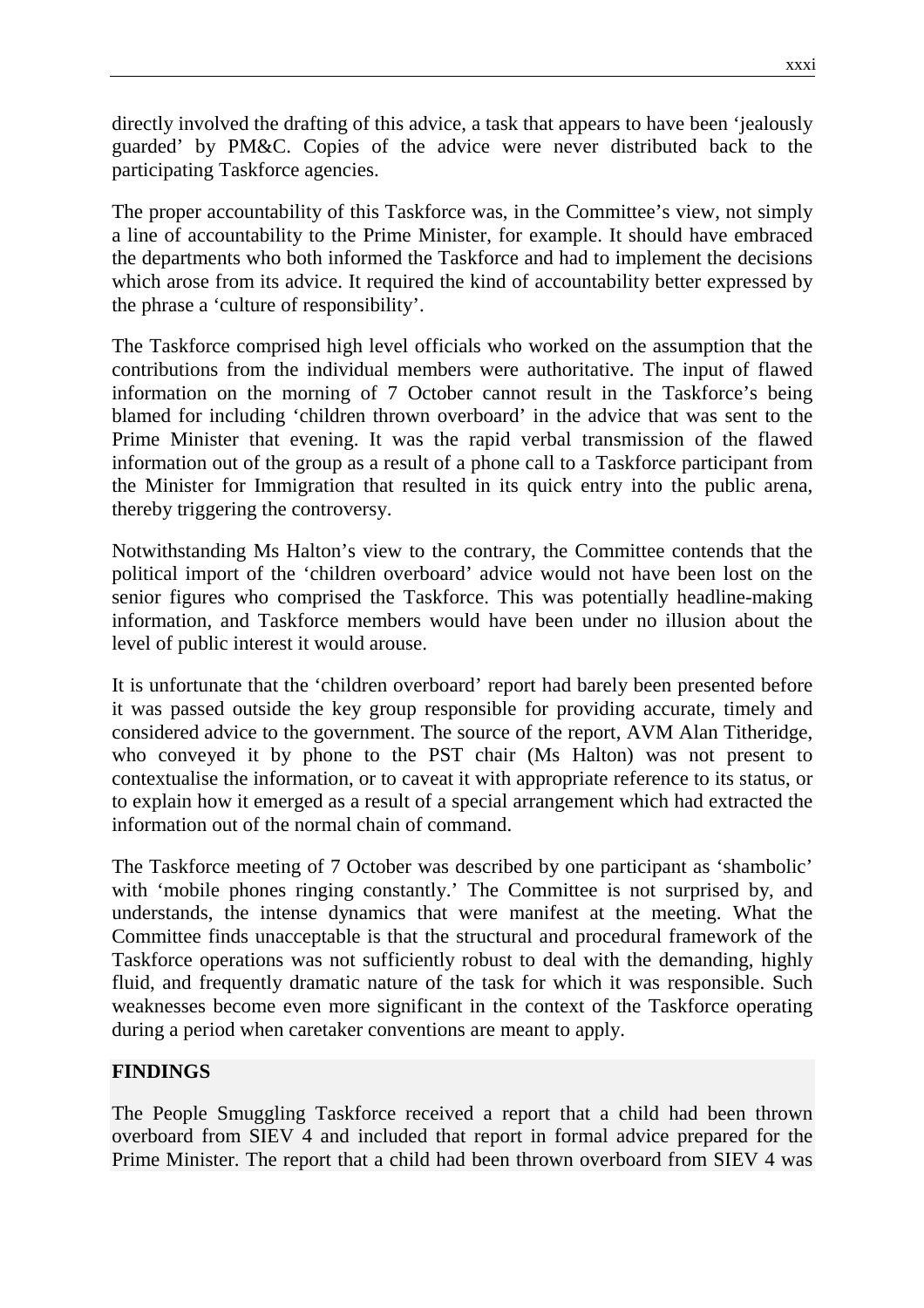directly involved the drafting of this advice, a task that appears to have been 'jealously guarded' by PM&C. Copies of the advice were never distributed back to the participating Taskforce agencies.

The proper accountability of this Taskforce was, in the Committee's view, not simply a line of accountability to the Prime Minister, for example. It should have embraced the departments who both informed the Taskforce and had to implement the decisions which arose from its advice. It required the kind of accountability better expressed by the phrase a 'culture of responsibility'.

The Taskforce comprised high level officials who worked on the assumption that the contributions from the individual members were authoritative. The input of flawed information on the morning of 7 October cannot result in the Taskforce's being blamed for including 'children thrown overboard' in the advice that was sent to the Prime Minister that evening. It was the rapid verbal transmission of the flawed information out of the group as a result of a phone call to a Taskforce participant from the Minister for Immigration that resulted in its quick entry into the public arena, thereby triggering the controversy.

Notwithstanding Ms Halton's view to the contrary, the Committee contends that the political import of the 'children overboard' advice would not have been lost on the senior figures who comprised the Taskforce. This was potentially headline-making information, and Taskforce members would have been under no illusion about the level of public interest it would arouse.

It is unfortunate that the 'children overboard' report had barely been presented before it was passed outside the key group responsible for providing accurate, timely and considered advice to the government. The source of the report, AVM Alan Titheridge, who conveyed it by phone to the PST chair (Ms Halton) was not present to contextualise the information, or to caveat it with appropriate reference to its status, or to explain how it emerged as a result of a special arrangement which had extracted the information out of the normal chain of command.

The Taskforce meeting of 7 October was described by one participant as 'shambolic' with 'mobile phones ringing constantly.' The Committee is not surprised by, and understands, the intense dynamics that were manifest at the meeting. What the Committee finds unacceptable is that the structural and procedural framework of the Taskforce operations was not sufficiently robust to deal with the demanding, highly fluid, and frequently dramatic nature of the task for which it was responsible. Such weaknesses become even more significant in the context of the Taskforce operating during a period when caretaker conventions are meant to apply.

**FINDINGS**

The People Smuggling Taskforce received a report that a child had been thrown overboard from SIEV 4 and included that report in formal advice prepared for the Prime Minister. The report that a child had been thrown overboard from SIEV 4 was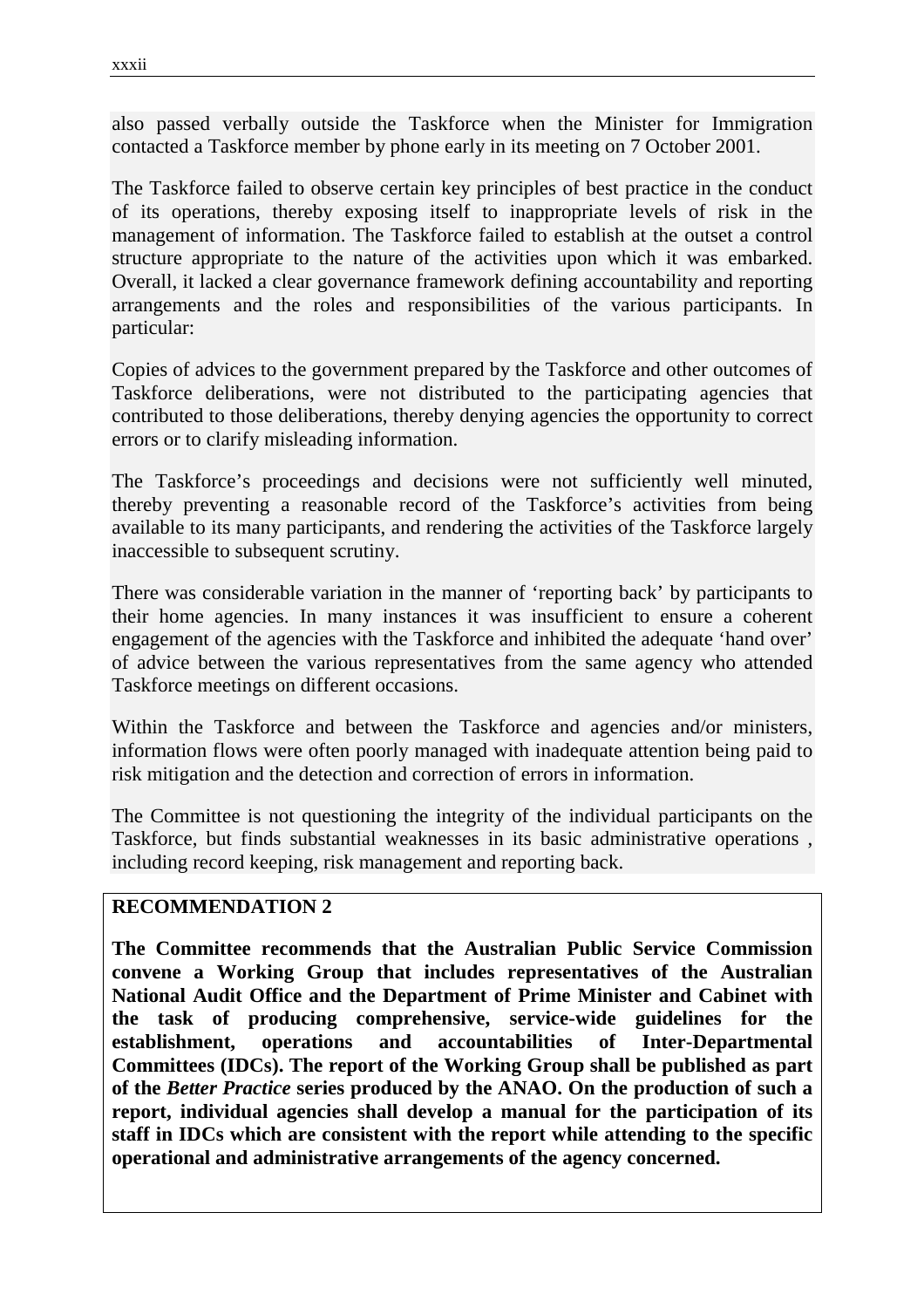also passed verbally outside the Taskforce when the Minister for Immigration contacted a Taskforce member by phone early in its meeting on 7 October 2001.

The Taskforce failed to observe certain key principles of best practice in the conduct of its operations, thereby exposing itself to inappropriate levels of risk in the management of information. The Taskforce failed to establish at the outset a control structure appropriate to the nature of the activities upon which it was embarked. Overall, it lacked a clear governance framework defining accountability and reporting arrangements and the roles and responsibilities of the various participants. In particular:

Copies of advices to the government prepared by the Taskforce and other outcomes of Taskforce deliberations, were not distributed to the participating agencies that contributed to those deliberations, thereby denying agencies the opportunity to correct errors or to clarify misleading information.

The Taskforce's proceedings and decisions were not sufficiently well minuted, thereby preventing a reasonable record of the Taskforce's activities from being available to its many participants, and rendering the activities of the Taskforce largely inaccessible to subsequent scrutiny.

There was considerable variation in the manner of 'reporting back' by participants to their home agencies. In many instances it was insufficient to ensure a coherent engagement of the agencies with the Taskforce and inhibited the adequate 'hand over' of advice between the various representatives from the same agency who attended Taskforce meetings on different occasions.

Within the Taskforce and between the Taskforce and agencies and/or ministers, information flows were often poorly managed with inadequate attention being paid to risk mitigation and the detection and correction of errors in information.

The Committee is not questioning the integrity of the individual participants on the Taskforce, but finds substantial weaknesses in its basic administrative operations , including record keeping, risk management and reporting back.

**RECOMMENDATION 2**

**The Committee recommends that the Australian Public Service Commission convene a Working Group that includes representatives of the Australian National Audit Office and the Department of Prime Minister and Cabinet with the task of producing comprehensive, service-wide guidelines for the establishment, operations and accountabilities of Inter-Departmental Committees (IDCs). The report of the Working Group shall be published as part of the *Better Practice* series produced by the ANAO. On the production of such a report, individual agencies shall develop a manual for the participation of its staff in IDCs which are consistent with the report while attending to the specific operational and administrative arrangements of the agency concerned.**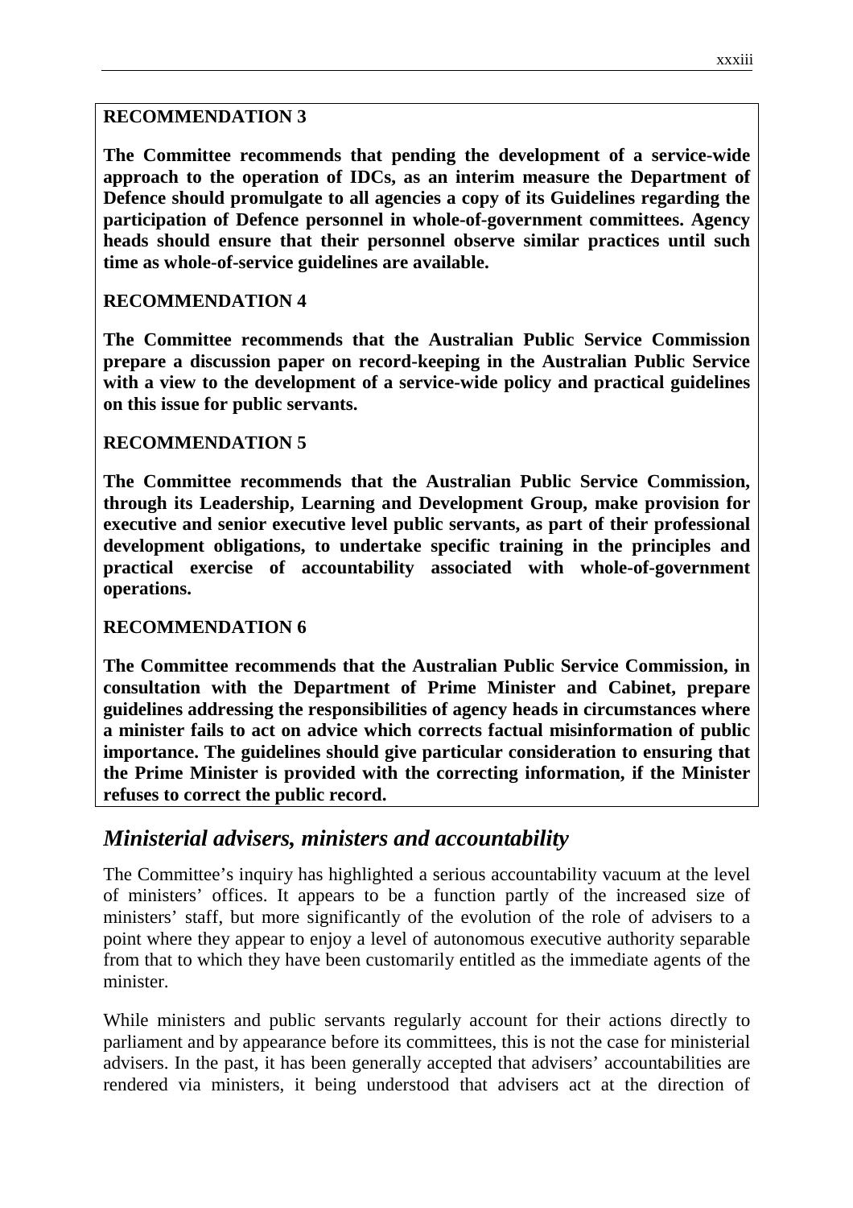**RECOMMENDATION 3**

**The Committee recommends that pending the development of a service-wide approach to the operation of IDCs, as an interim measure the Department of Defence should promulgate to all agencies a copy of its Guidelines regarding the participation of Defence personnel in whole-of-government committees. Agency heads should ensure that their personnel observe similar practices until such time as whole-of-service guidelines are available.**

**RECOMMENDATION 4**

**The Committee recommends that the Australian Public Service Commission prepare a discussion paper on record-keeping in the Australian Public Service with a view to the development of a service-wide policy and practical guidelines on this issue for public servants.**

**RECOMMENDATION 5**

**The Committee recommends that the Australian Public Service Commission, through its Leadership, Learning and Development Group, make provision for executive and senior executive level public servants, as part of their professional development obligations, to undertake specific training in the principles and practical exercise of accountability associated with whole-of-government operations.**

**RECOMMENDATION 6**

**The Committee recommends that the Australian Public Service Commission, in consultation with the Department of Prime Minister and Cabinet, prepare guidelines addressing the responsibilities of agency heads in circumstances where a minister fails to act on advice which corrects factual misinformation of public importance. The guidelines should give particular consideration to ensuring that the Prime Minister is provided with the correcting information, if the Minister refuses to correct the public record.**

## *Ministerial advisers, ministers and accountability*

The Committee's inquiry has highlighted a serious accountability vacuum at the level of ministers' offices. It appears to be a function partly of the increased size of ministers' staff, but more significantly of the evolution of the role of advisers to a point where they appear to enjoy a level of autonomous executive authority separable from that to which they have been customarily entitled as the immediate agents of the minister.

While ministers and public servants regularly account for their actions directly to parliament and by appearance before its committees, this is not the case for ministerial advisers. In the past, it has been generally accepted that advisers' accountabilities are rendered via ministers, it being understood that advisers act at the direction of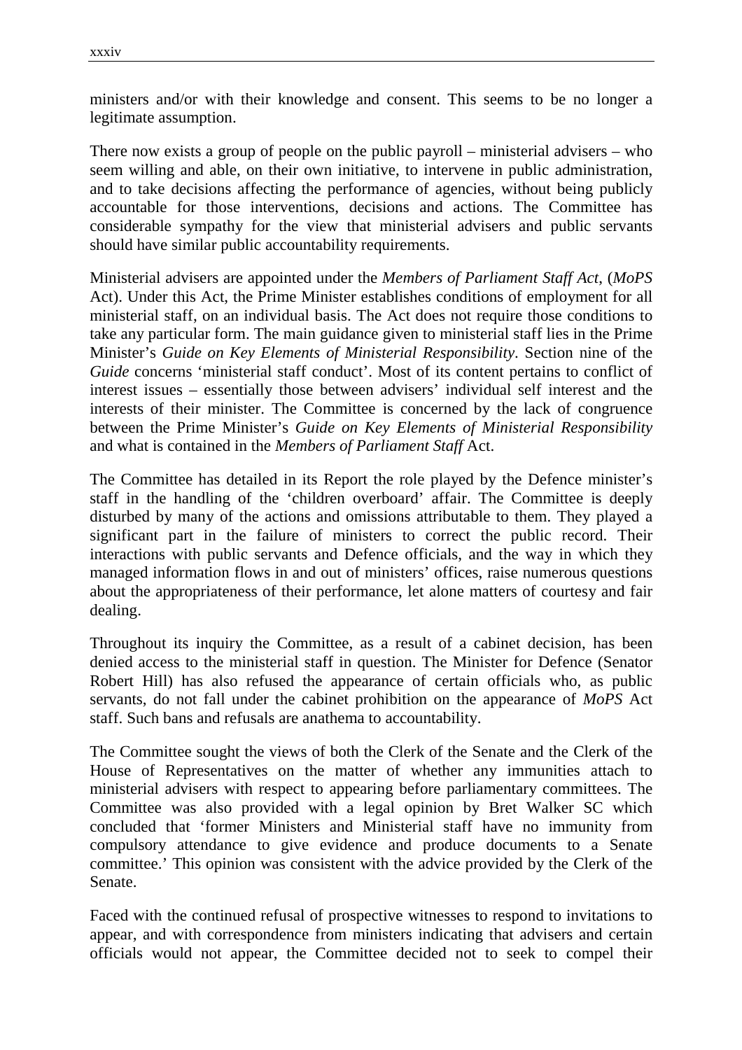ministers and/or with their knowledge and consent. This seems to be no longer a legitimate assumption.

There now exists a group of people on the public payroll – ministerial advisers – who seem willing and able, on their own initiative, to intervene in public administration, and to take decisions affecting the performance of agencies, without being publicly accountable for those interventions, decisions and actions. The Committee has considerable sympathy for the view that ministerial advisers and public servants should have similar public accountability requirements.

Ministerial advisers are appointed under the *Members of Parliament Staff Act*, (*MoPS* Act). Under this Act, the Prime Minister establishes conditions of employment for all ministerial staff, on an individual basis. The Act does not require those conditions to take any particular form. The main guidance given to ministerial staff lies in the Prime Minister's *Guide on Key Elements of Ministerial Responsibility*. Section nine of the *Guide* concerns 'ministerial staff conduct'. Most of its content pertains to conflict of interest issues – essentially those between advisers' individual self interest and the interests of their minister. The Committee is concerned by the lack of congruence between the Prime Minister's *Guide on Key Elements of Ministerial Responsibility* and what is contained in the *Members of Parliament Staff* Act.

The Committee has detailed in its Report the role played by the Defence minister's staff in the handling of the 'children overboard' affair. The Committee is deeply disturbed by many of the actions and omissions attributable to them. They played a significant part in the failure of ministers to correct the public record. Their interactions with public servants and Defence officials, and the way in which they managed information flows in and out of ministers' offices, raise numerous questions about the appropriateness of their performance, let alone matters of courtesy and fair dealing.

Throughout its inquiry the Committee, as a result of a cabinet decision, has been denied access to the ministerial staff in question. The Minister for Defence (Senator Robert Hill) has also refused the appearance of certain officials who, as public servants, do not fall under the cabinet prohibition on the appearance of *MoPS* Act staff. Such bans and refusals are anathema to accountability.

The Committee sought the views of both the Clerk of the Senate and the Clerk of the House of Representatives on the matter of whether any immunities attach to ministerial advisers with respect to appearing before parliamentary committees. The Committee was also provided with a legal opinion by Bret Walker SC which concluded that 'former Ministers and Ministerial staff have no immunity from compulsory attendance to give evidence and produce documents to a Senate committee.' This opinion was consistent with the advice provided by the Clerk of the Senate.

Faced with the continued refusal of prospective witnesses to respond to invitations to appear, and with correspondence from ministers indicating that advisers and certain officials would not appear, the Committee decided not to seek to compel their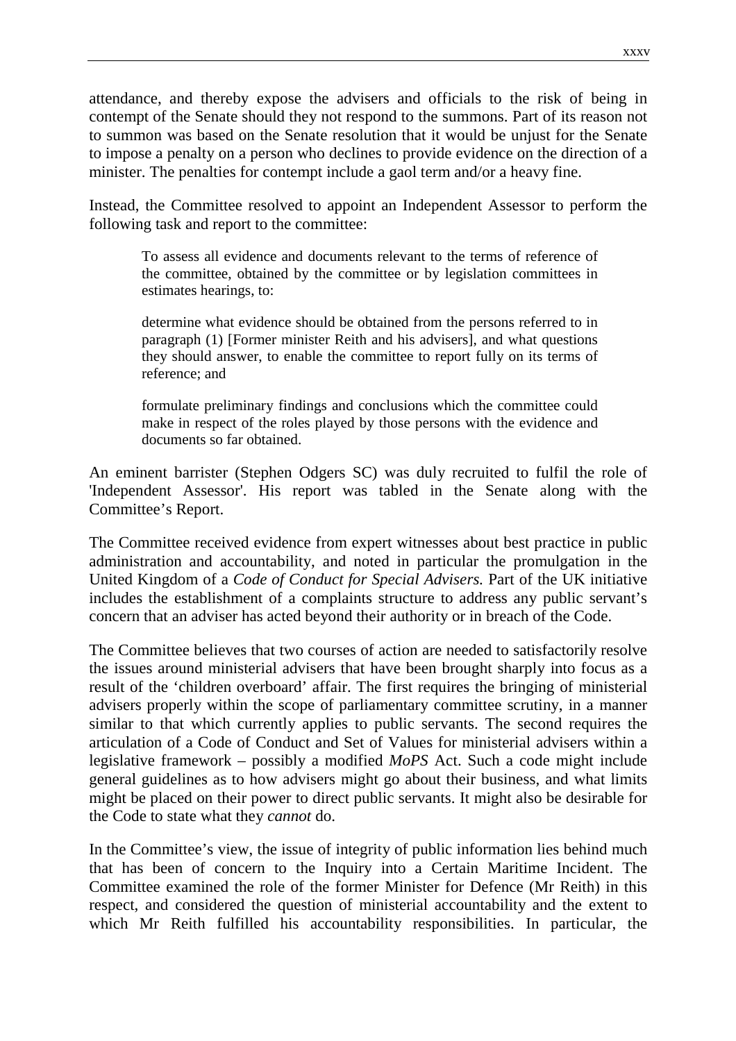attendance, and thereby expose the advisers and officials to the risk of being in contempt of the Senate should they not respond to the summons. Part of its reason not to summon was based on the Senate resolution that it would be unjust for the Senate to impose a penalty on a person who declines to provide evidence on the direction of a minister. The penalties for contempt include a gaol term and/or a heavy fine.

Instead, the Committee resolved to appoint an Independent Assessor to perform the following task and report to the committee:

> To assess all evidence and documents relevant to the terms of reference of the committee, obtained by the committee or by legislation committees in estimates hearings, to:
>
> determine what evidence should be obtained from the persons referred to in paragraph (1) [Former minister Reith and his advisers], and what questions they should answer, to enable the committee to report fully on its terms of reference; and
>
> formulate preliminary findings and conclusions which the committee could make in respect of the roles played by those persons with the evidence and documents so far obtained.

An eminent barrister (Stephen Odgers SC) was duly recruited to fulfil the role of 'Independent Assessor'. His report was tabled in the Senate along with the Committee's Report.

The Committee received evidence from expert witnesses about best practice in public administration and accountability, and noted in particular the promulgation in the United Kingdom of a *Code of Conduct for Special Advisers.* Part of the UK initiative includes the establishment of a complaints structure to address any public servant's concern that an adviser has acted beyond their authority or in breach of the Code.

The Committee believes that two courses of action are needed to satisfactorily resolve the issues around ministerial advisers that have been brought sharply into focus as a result of the 'children overboard' affair. The first requires the bringing of ministerial advisers properly within the scope of parliamentary committee scrutiny, in a manner similar to that which currently applies to public servants. The second requires the articulation of a Code of Conduct and Set of Values for ministerial advisers within a legislative framework – possibly a modified *MoPS* Act. Such a code might include general guidelines as to how advisers might go about their business, and what limits might be placed on their power to direct public servants. It might also be desirable for the Code to state what they *cannot* do.

In the Committee's view, the issue of integrity of public information lies behind much that has been of concern to the Inquiry into a Certain Maritime Incident. The Committee examined the role of the former Minister for Defence (Mr Reith) in this respect, and considered the question of ministerial accountability and the extent to which Mr Reith fulfilled his accountability responsibilities. In particular, the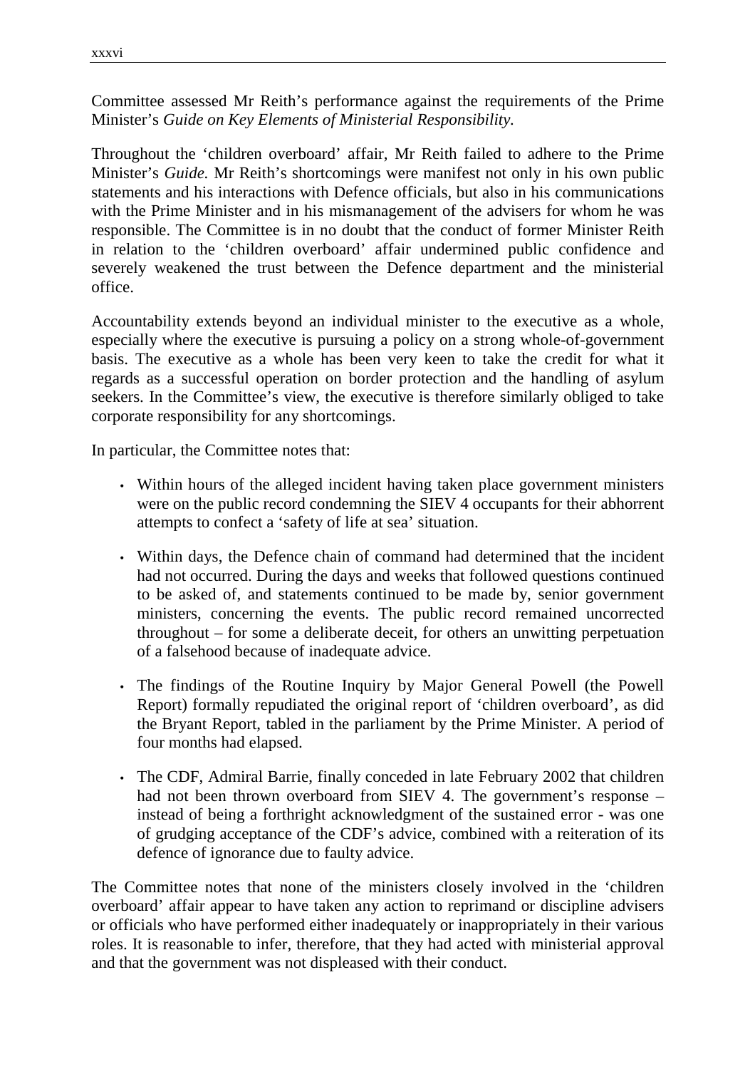Committee assessed Mr Reith's performance against the requirements of the Prime Minister's *Guide on Key Elements of Ministerial Responsibility.*

Throughout the 'children overboard' affair, Mr Reith failed to adhere to the Prime Minister's *Guide.* Mr Reith's shortcomings were manifest not only in his own public statements and his interactions with Defence officials, but also in his communications with the Prime Minister and in his mismanagement of the advisers for whom he was responsible. The Committee is in no doubt that the conduct of former Minister Reith in relation to the 'children overboard' affair undermined public confidence and severely weakened the trust between the Defence department and the ministerial office.

Accountability extends beyond an individual minister to the executive as a whole, especially where the executive is pursuing a policy on a strong whole-of-government basis. The executive as a whole has been very keen to take the credit for what it regards as a successful operation on border protection and the handling of asylum seekers. In the Committee's view, the executive is therefore similarly obliged to take corporate responsibility for any shortcomings.

In particular, the Committee notes that:

- Within hours of the alleged incident having taken place government ministers were on the public record condemning the SIEV 4 occupants for their abhorrent attempts to confect a 'safety of life at sea' situation.
- Within days, the Defence chain of command had determined that the incident had not occurred. During the days and weeks that followed questions continued to be asked of, and statements continued to be made by, senior government ministers, concerning the events. The public record remained uncorrected throughout – for some a deliberate deceit, for others an unwitting perpetuation of a falsehood because of inadequate advice.
- The findings of the Routine Inquiry by Major General Powell (the Powell Report) formally repudiated the original report of 'children overboard', as did the Bryant Report, tabled in the parliament by the Prime Minister. A period of four months had elapsed.
- The CDF, Admiral Barrie, finally conceded in late February 2002 that children had not been thrown overboard from SIEV 4. The government's response – instead of being a forthright acknowledgment of the sustained error - was one of grudging acceptance of the CDF's advice, combined with a reiteration of its defence of ignorance due to faulty advice.

The Committee notes that none of the ministers closely involved in the 'children overboard' affair appear to have taken any action to reprimand or discipline advisers or officials who have performed either inadequately or inappropriately in their various roles. It is reasonable to infer, therefore, that they had acted with ministerial approval and that the government was not displeased with their conduct.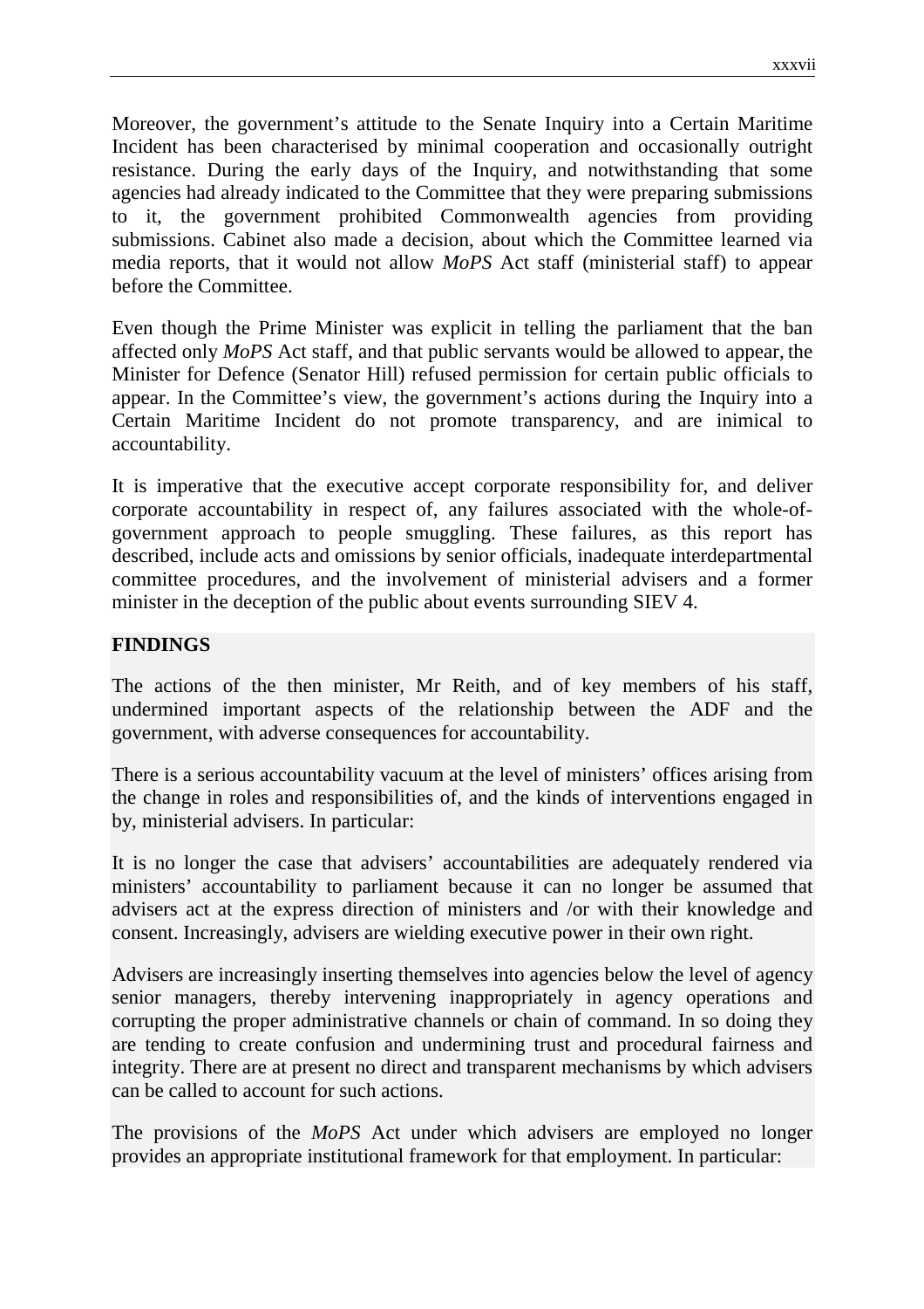Moreover, the government's attitude to the Senate Inquiry into a Certain Maritime Incident has been characterised by minimal cooperation and occasionally outright resistance. During the early days of the Inquiry, and notwithstanding that some agencies had already indicated to the Committee that they were preparing submissions to it, the government prohibited Commonwealth agencies from providing submissions. Cabinet also made a decision, about which the Committee learned via media reports, that it would not allow *MoPS* Act staff (ministerial staff) to appear before the Committee.

Even though the Prime Minister was explicit in telling the parliament that the ban affected only *MoPS* Act staff, and that public servants would be allowed to appear, the Minister for Defence (Senator Hill) refused permission for certain public officials to appear. In the Committee's view, the government's actions during the Inquiry into a Certain Maritime Incident do not promote transparency, and are inimical to accountability.

It is imperative that the executive accept corporate responsibility for, and deliver corporate accountability in respect of, any failures associated with the whole-of-government approach to people smuggling. These failures, as this report has described, include acts and omissions by senior officials, inadequate interdepartmental committee procedures, and the involvement of ministerial advisers and a former minister in the deception of the public about events surrounding SIEV 4.

**FINDINGS**

The actions of the then minister, Mr Reith, and of key members of his staff, undermined important aspects of the relationship between the ADF and the government, with adverse consequences for accountability.

There is a serious accountability vacuum at the level of ministers' offices arising from the change in roles and responsibilities of, and the kinds of interventions engaged in by, ministerial advisers. In particular:

It is no longer the case that advisers' accountabilities are adequately rendered via ministers' accountability to parliament because it can no longer be assumed that advisers act at the express direction of ministers and /or with their knowledge and consent. Increasingly, advisers are wielding executive power in their own right.

Advisers are increasingly inserting themselves into agencies below the level of agency senior managers, thereby intervening inappropriately in agency operations and corrupting the proper administrative channels or chain of command. In so doing they are tending to create confusion and undermining trust and procedural fairness and integrity. There are at present no direct and transparent mechanisms by which advisers can be called to account for such actions.

The provisions of the *MoPS* Act under which advisers are employed no longer provides an appropriate institutional framework for that employment. In particular: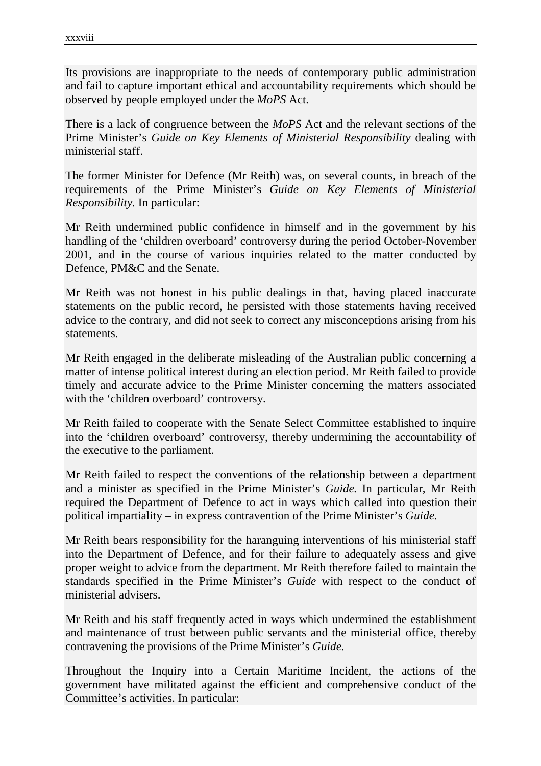Its provisions are inappropriate to the needs of contemporary public administration and fail to capture important ethical and accountability requirements which should be observed by people employed under the *MoPS* Act.

There is a lack of congruence between the *MoPS* Act and the relevant sections of the Prime Minister's *Guide on Key Elements of Ministerial Responsibility* dealing with ministerial staff.

The former Minister for Defence (Mr Reith) was, on several counts, in breach of the requirements of the Prime Minister's *Guide on Key Elements of Ministerial Responsibility*. In particular:

Mr Reith undermined public confidence in himself and in the government by his handling of the 'children overboard' controversy during the period October-November 2001, and in the course of various inquiries related to the matter conducted by Defence, PM&C and the Senate.

Mr Reith was not honest in his public dealings in that, having placed inaccurate statements on the public record, he persisted with those statements having received advice to the contrary, and did not seek to correct any misconceptions arising from his statements.

Mr Reith engaged in the deliberate misleading of the Australian public concerning a matter of intense political interest during an election period. Mr Reith failed to provide timely and accurate advice to the Prime Minister concerning the matters associated with the 'children overboard' controversy.

Mr Reith failed to cooperate with the Senate Select Committee established to inquire into the 'children overboard' controversy, thereby undermining the accountability of the executive to the parliament.

Mr Reith failed to respect the conventions of the relationship between a department and a minister as specified in the Prime Minister's *Guide.* In particular, Mr Reith required the Department of Defence to act in ways which called into question their political impartiality – in express contravention of the Prime Minister's *Guide.*

Mr Reith bears responsibility for the haranguing interventions of his ministerial staff into the Department of Defence, and for their failure to adequately assess and give proper weight to advice from the department. Mr Reith therefore failed to maintain the standards specified in the Prime Minister's *Guide* with respect to the conduct of ministerial advisers.

Mr Reith and his staff frequently acted in ways which undermined the establishment and maintenance of trust between public servants and the ministerial office, thereby contravening the provisions of the Prime Minister's *Guide.*

Throughout the Inquiry into a Certain Maritime Incident, the actions of the government have militated against the efficient and comprehensive conduct of the Committee's activities. In particular: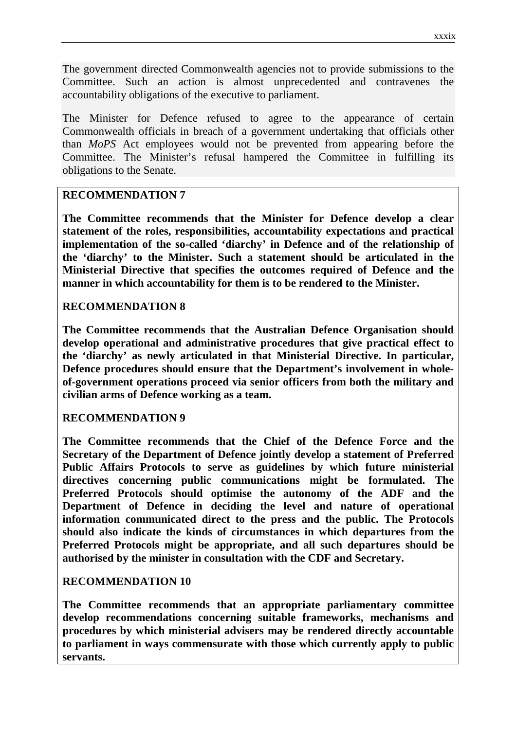The government directed Commonwealth agencies not to provide submissions to the Committee. Such an action is almost unprecedented and contravenes the accountability obligations of the executive to parliament.

The Minister for Defence refused to agree to the appearance of certain Commonwealth officials in breach of a government undertaking that officials other than *MoPS* Act employees would not be prevented from appearing before the Committee. The Minister's refusal hampered the Committee in fulfilling its obligations to the Senate.

**RECOMMENDATION 7**

**The Committee recommends that the Minister for Defence develop a clear statement of the roles, responsibilities, accountability expectations and practical implementation of the so-called 'diarchy' in Defence and of the relationship of the 'diarchy' to the Minister. Such a statement should be articulated in the Ministerial Directive that specifies the outcomes required of Defence and the manner in which accountability for them is to be rendered to the Minister.**

**RECOMMENDATION 8**

**The Committee recommends that the Australian Defence Organisation should develop operational and administrative procedures that give practical effect to the 'diarchy' as newly articulated in that Ministerial Directive. In particular, Defence procedures should ensure that the Department's involvement in whole-of-government operations proceed via senior officers from both the military and civilian arms of Defence working as a team.**

**RECOMMENDATION 9**

**The Committee recommends that the Chief of the Defence Force and the Secretary of the Department of Defence jointly develop a statement of Preferred Public Affairs Protocols to serve as guidelines by which future ministerial directives concerning public communications might be formulated. The Preferred Protocols should optimise the autonomy of the ADF and the Department of Defence in deciding the level and nature of operational information communicated direct to the press and the public. The Protocols should also indicate the kinds of circumstances in which departures from the Preferred Protocols might be appropriate, and all such departures should be authorised by the minister in consultation with the CDF and Secretary.**

**RECOMMENDATION 10**

**The Committee recommends that an appropriate parliamentary committee develop recommendations concerning suitable frameworks, mechanisms and procedures by which ministerial advisers may be rendered directly accountable to parliament in ways commensurate with those which currently apply to public servants.**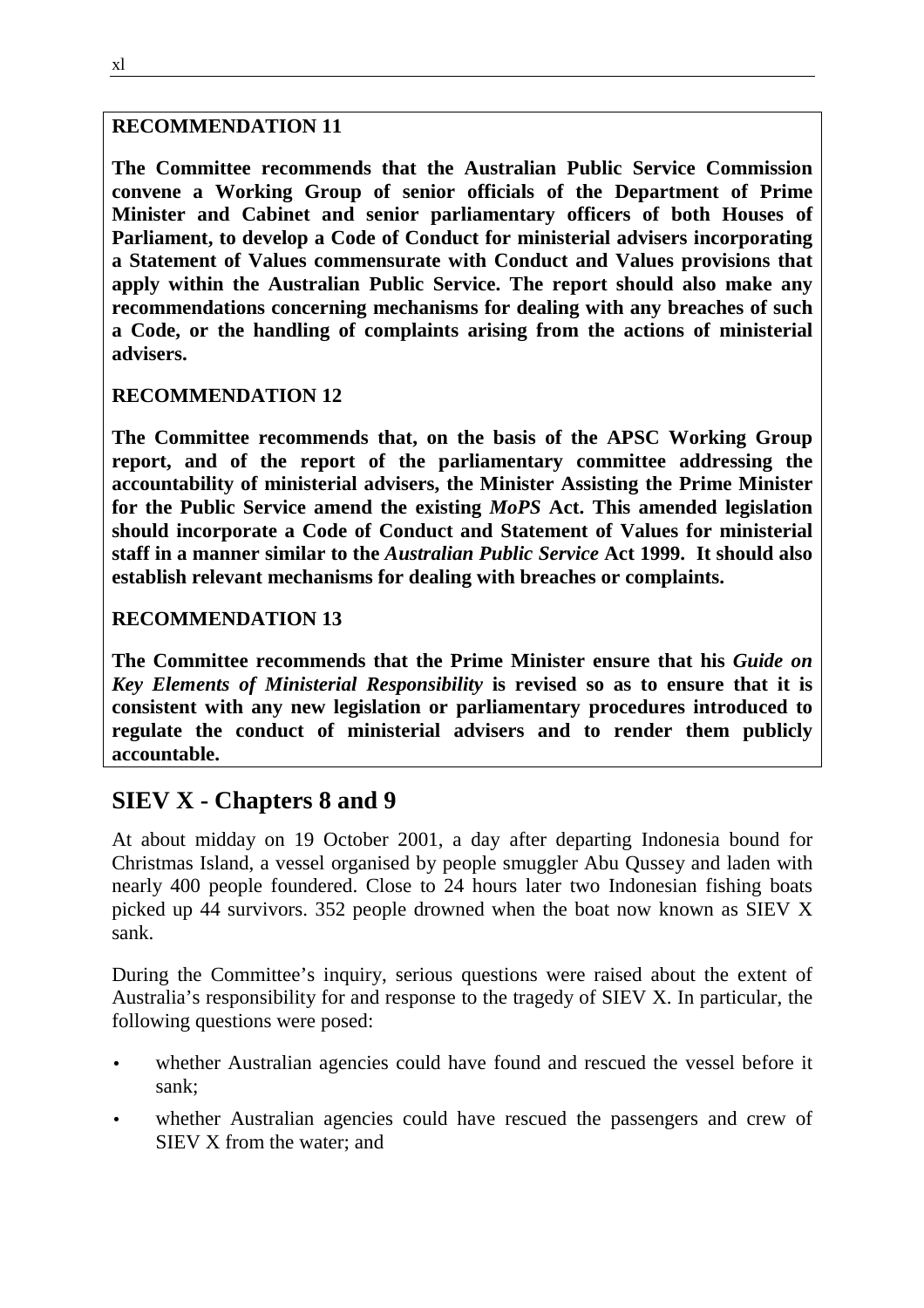**RECOMMENDATION 11**

**The Committee recommends that the Australian Public Service Commission convene a Working Group of senior officials of the Department of Prime Minister and Cabinet and senior parliamentary officers of both Houses of Parliament, to develop a Code of Conduct for ministerial advisers incorporating a Statement of Values commensurate with Conduct and Values provisions that apply within the Australian Public Service. The report should also make any recommendations concerning mechanisms for dealing with any breaches of such a Code, or the handling of complaints arising from the actions of ministerial advisers.**

**RECOMMENDATION 12**

**The Committee recommends that, on the basis of the APSC Working Group report, and of the report of the parliamentary committee addressing the accountability of ministerial advisers, the Minister Assisting the Prime Minister for the Public Service amend the existing *MoPS* Act. This amended legislation should incorporate a Code of Conduct and Statement of Values for ministerial staff in a manner similar to the *Australian Public Service* Act 1999. It should also establish relevant mechanisms for dealing with breaches or complaints.**

**RECOMMENDATION 13**

**The Committee recommends that the Prime Minister ensure that his *Guide on Key Elements of Ministerial Responsibility* is revised so as to ensure that it is consistent with any new legislation or parliamentary procedures introduced to regulate the conduct of ministerial advisers and to render them publicly accountable.**

## SIEV X - Chapters 8 and 9

At about midday on 19 October 2001, a day after departing Indonesia bound for Christmas Island, a vessel organised by people smuggler Abu Qussey and laden with nearly 400 people foundered. Close to 24 hours later two Indonesian fishing boats picked up 44 survivors. 352 people drowned when the boat now known as SIEV X sank.

During the Committee's inquiry, serious questions were raised about the extent of Australia's responsibility for and response to the tragedy of SIEV X. In particular, the following questions were posed:

- whether Australian agencies could have found and rescued the vessel before it sank;
- whether Australian agencies could have rescued the passengers and crew of SIEV X from the water; and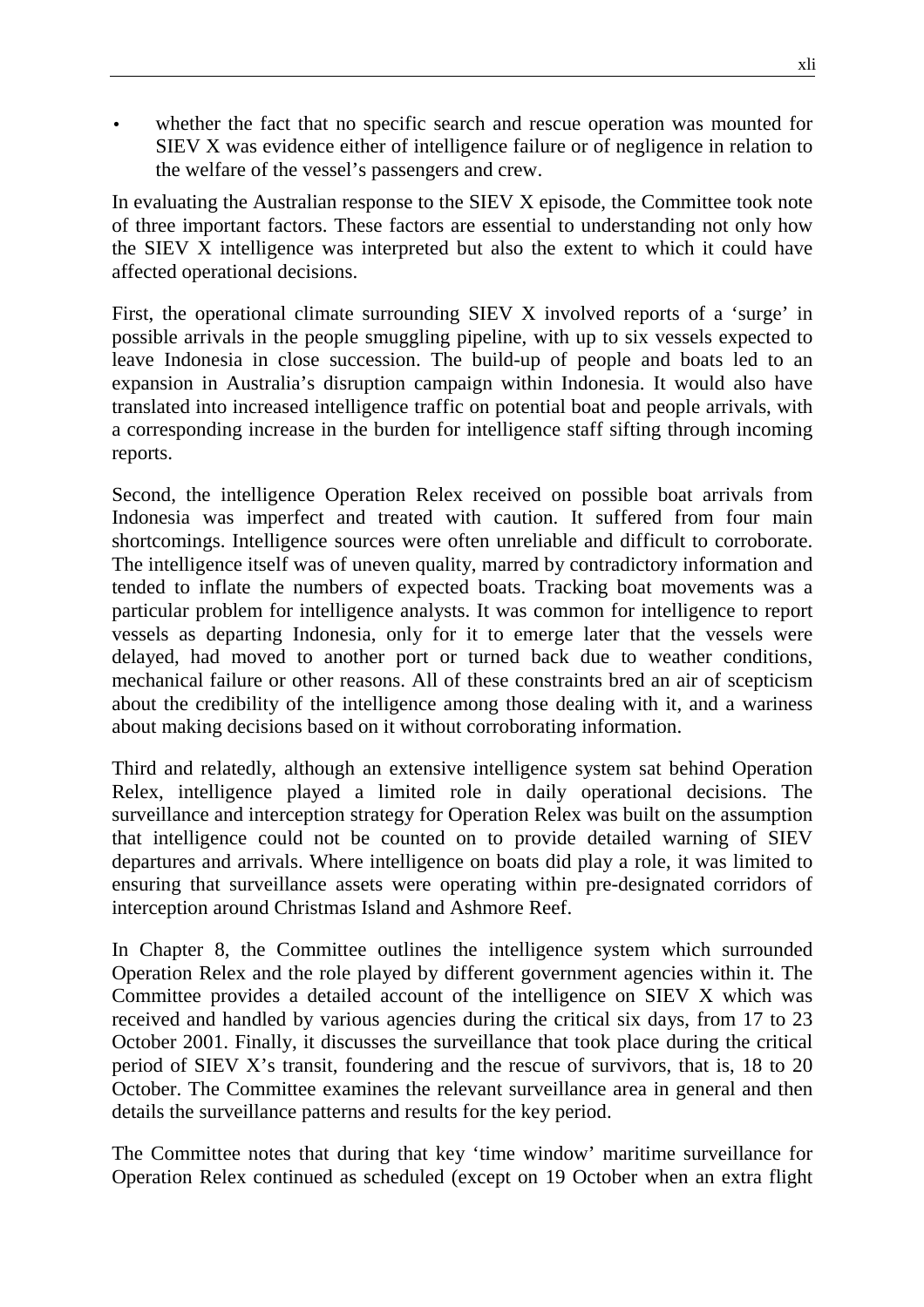- whether the fact that no specific search and rescue operation was mounted for SIEV X was evidence either of intelligence failure or of negligence in relation to the welfare of the vessel's passengers and crew.

In evaluating the Australian response to the SIEV X episode, the Committee took note of three important factors. These factors are essential to understanding not only how the SIEV X intelligence was interpreted but also the extent to which it could have affected operational decisions.

First, the operational climate surrounding SIEV X involved reports of a 'surge' in possible arrivals in the people smuggling pipeline, with up to six vessels expected to leave Indonesia in close succession. The build-up of people and boats led to an expansion in Australia's disruption campaign within Indonesia. It would also have translated into increased intelligence traffic on potential boat and people arrivals, with a corresponding increase in the burden for intelligence staff sifting through incoming reports.

Second, the intelligence Operation Relex received on possible boat arrivals from Indonesia was imperfect and treated with caution. It suffered from four main shortcomings. Intelligence sources were often unreliable and difficult to corroborate. The intelligence itself was of uneven quality, marred by contradictory information and tended to inflate the numbers of expected boats. Tracking boat movements was a particular problem for intelligence analysts. It was common for intelligence to report vessels as departing Indonesia, only for it to emerge later that the vessels were delayed, had moved to another port or turned back due to weather conditions, mechanical failure or other reasons. All of these constraints bred an air of scepticism about the credibility of the intelligence among those dealing with it, and a wariness about making decisions based on it without corroborating information.

Third and relatedly, although an extensive intelligence system sat behind Operation Relex, intelligence played a limited role in daily operational decisions. The surveillance and interception strategy for Operation Relex was built on the assumption that intelligence could not be counted on to provide detailed warning of SIEV departures and arrivals. Where intelligence on boats did play a role, it was limited to ensuring that surveillance assets were operating within pre-designated corridors of interception around Christmas Island and Ashmore Reef.

In Chapter 8, the Committee outlines the intelligence system which surrounded Operation Relex and the role played by different government agencies within it. The Committee provides a detailed account of the intelligence on SIEV X which was received and handled by various agencies during the critical six days, from 17 to 23 October 2001. Finally, it discusses the surveillance that took place during the critical period of SIEV X's transit, foundering and the rescue of survivors, that is, 18 to 20 October. The Committee examines the relevant surveillance area in general and then details the surveillance patterns and results for the key period.

The Committee notes that during that key 'time window' maritime surveillance for Operation Relex continued as scheduled (except on 19 October when an extra flight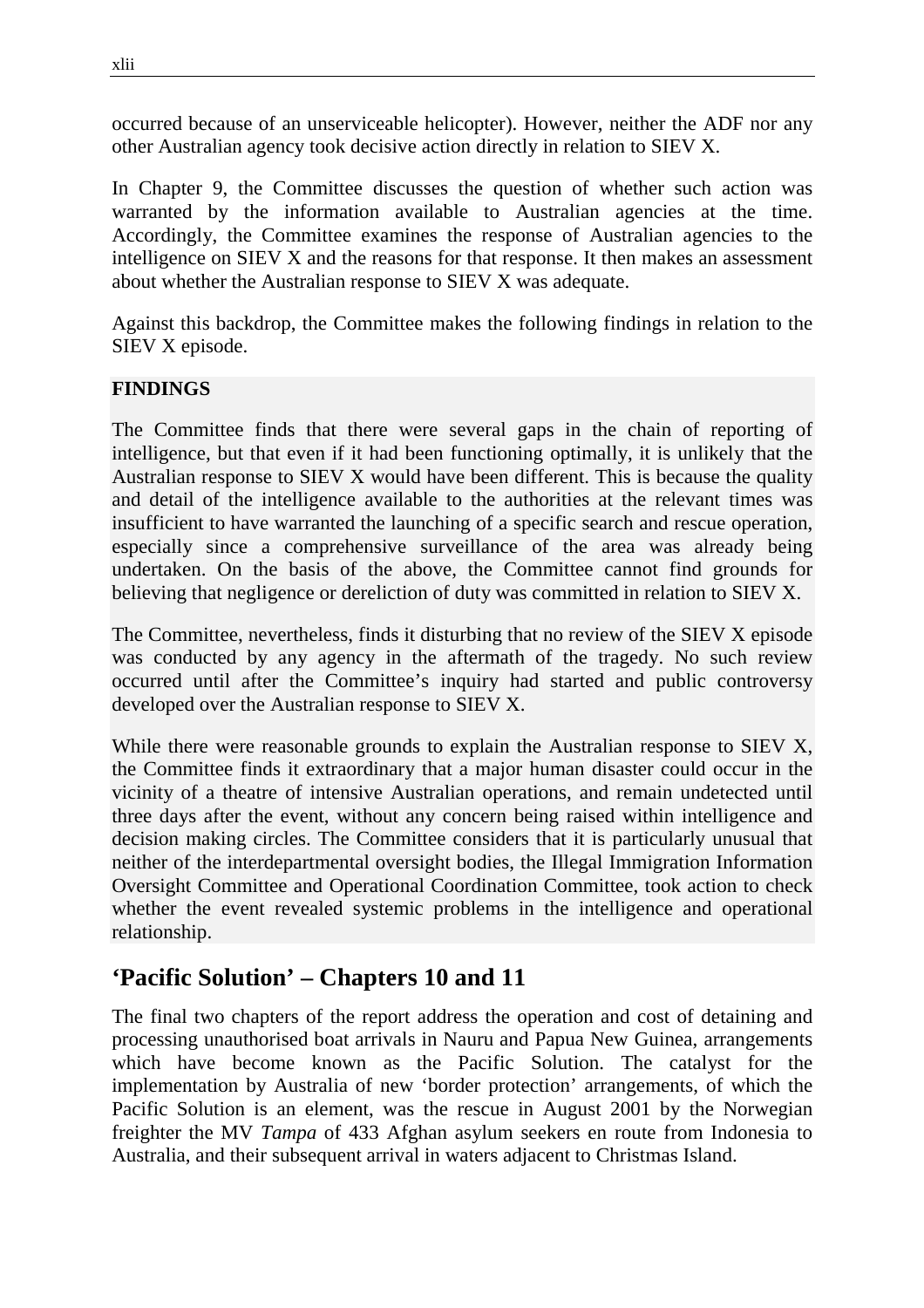occurred because of an unserviceable helicopter). However, neither the ADF nor any other Australian agency took decisive action directly in relation to SIEV X.

In Chapter 9, the Committee discusses the question of whether such action was warranted by the information available to Australian agencies at the time. Accordingly, the Committee examines the response of Australian agencies to the intelligence on SIEV X and the reasons for that response. It then makes an assessment about whether the Australian response to SIEV X was adequate.

Against this backdrop, the Committee makes the following findings in relation to the SIEV X episode.

**FINDINGS**

The Committee finds that there were several gaps in the chain of reporting of intelligence, but that even if it had been functioning optimally, it is unlikely that the Australian response to SIEV X would have been different. This is because the quality and detail of the intelligence available to the authorities at the relevant times was insufficient to have warranted the launching of a specific search and rescue operation, especially since a comprehensive surveillance of the area was already being undertaken. On the basis of the above, the Committee cannot find grounds for believing that negligence or dereliction of duty was committed in relation to SIEV X.

The Committee, nevertheless, finds it disturbing that no review of the SIEV X episode was conducted by any agency in the aftermath of the tragedy. No such review occurred until after the Committee's inquiry had started and public controversy developed over the Australian response to SIEV X.

While there were reasonable grounds to explain the Australian response to SIEV X, the Committee finds it extraordinary that a major human disaster could occur in the vicinity of a theatre of intensive Australian operations, and remain undetected until three days after the event, without any concern being raised within intelligence and decision making circles. The Committee considers that it is particularly unusual that neither of the interdepartmental oversight bodies, the Illegal Immigration Information Oversight Committee and Operational Coordination Committee, took action to check whether the event revealed systemic problems in the intelligence and operational relationship.

## 'Pacific Solution' – Chapters 10 and 11

The final two chapters of the report address the operation and cost of detaining and processing unauthorised boat arrivals in Nauru and Papua New Guinea, arrangements which have become known as the Pacific Solution. The catalyst for the implementation by Australia of new 'border protection' arrangements, of which the Pacific Solution is an element, was the rescue in August 2001 by the Norwegian freighter the MV *Tampa* of 433 Afghan asylum seekers en route from Indonesia to Australia, and their subsequent arrival in waters adjacent to Christmas Island.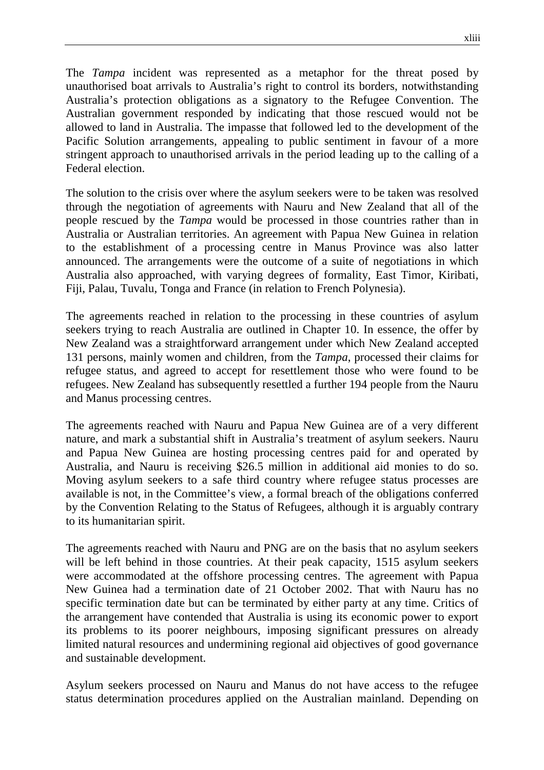The *Tampa* incident was represented as a metaphor for the threat posed by unauthorised boat arrivals to Australia's right to control its borders, notwithstanding Australia's protection obligations as a signatory to the Refugee Convention. The Australian government responded by indicating that those rescued would not be allowed to land in Australia. The impasse that followed led to the development of the Pacific Solution arrangements, appealing to public sentiment in favour of a more stringent approach to unauthorised arrivals in the period leading up to the calling of a Federal election.

The solution to the crisis over where the asylum seekers were to be taken was resolved through the negotiation of agreements with Nauru and New Zealand that all of the people rescued by the *Tampa* would be processed in those countries rather than in Australia or Australian territories. An agreement with Papua New Guinea in relation to the establishment of a processing centre in Manus Province was also latter announced. The arrangements were the outcome of a suite of negotiations in which Australia also approached, with varying degrees of formality, East Timor, Kiribati, Fiji, Palau, Tuvalu, Tonga and France (in relation to French Polynesia).

The agreements reached in relation to the processing in these countries of asylum seekers trying to reach Australia are outlined in Chapter 10. In essence, the offer by New Zealand was a straightforward arrangement under which New Zealand accepted 131 persons, mainly women and children, from the *Tampa*, processed their claims for refugee status, and agreed to accept for resettlement those who were found to be refugees. New Zealand has subsequently resettled a further 194 people from the Nauru and Manus processing centres.

The agreements reached with Nauru and Papua New Guinea are of a very different nature, and mark a substantial shift in Australia's treatment of asylum seekers. Nauru and Papua New Guinea are hosting processing centres paid for and operated by Australia, and Nauru is receiving $26.5 million in additional aid monies to do so. Moving asylum seekers to a safe third country where refugee status processes are available is not, in the Committee's view, a formal breach of the obligations conferred by the Convention Relating to the Status of Refugees, although it is arguably contrary to its humanitarian spirit.

The agreements reached with Nauru and PNG are on the basis that no asylum seekers will be left behind in those countries. At their peak capacity, 1515 asylum seekers were accommodated at the offshore processing centres. The agreement with Papua New Guinea had a termination date of 21 October 2002. That with Nauru has no specific termination date but can be terminated by either party at any time. Critics of the arrangement have contended that Australia is using its economic power to export its problems to its poorer neighbours, imposing significant pressures on already limited natural resources and undermining regional aid objectives of good governance and sustainable development.

Asylum seekers processed on Nauru and Manus do not have access to the refugee status determination procedures applied on the Australian mainland. Depending on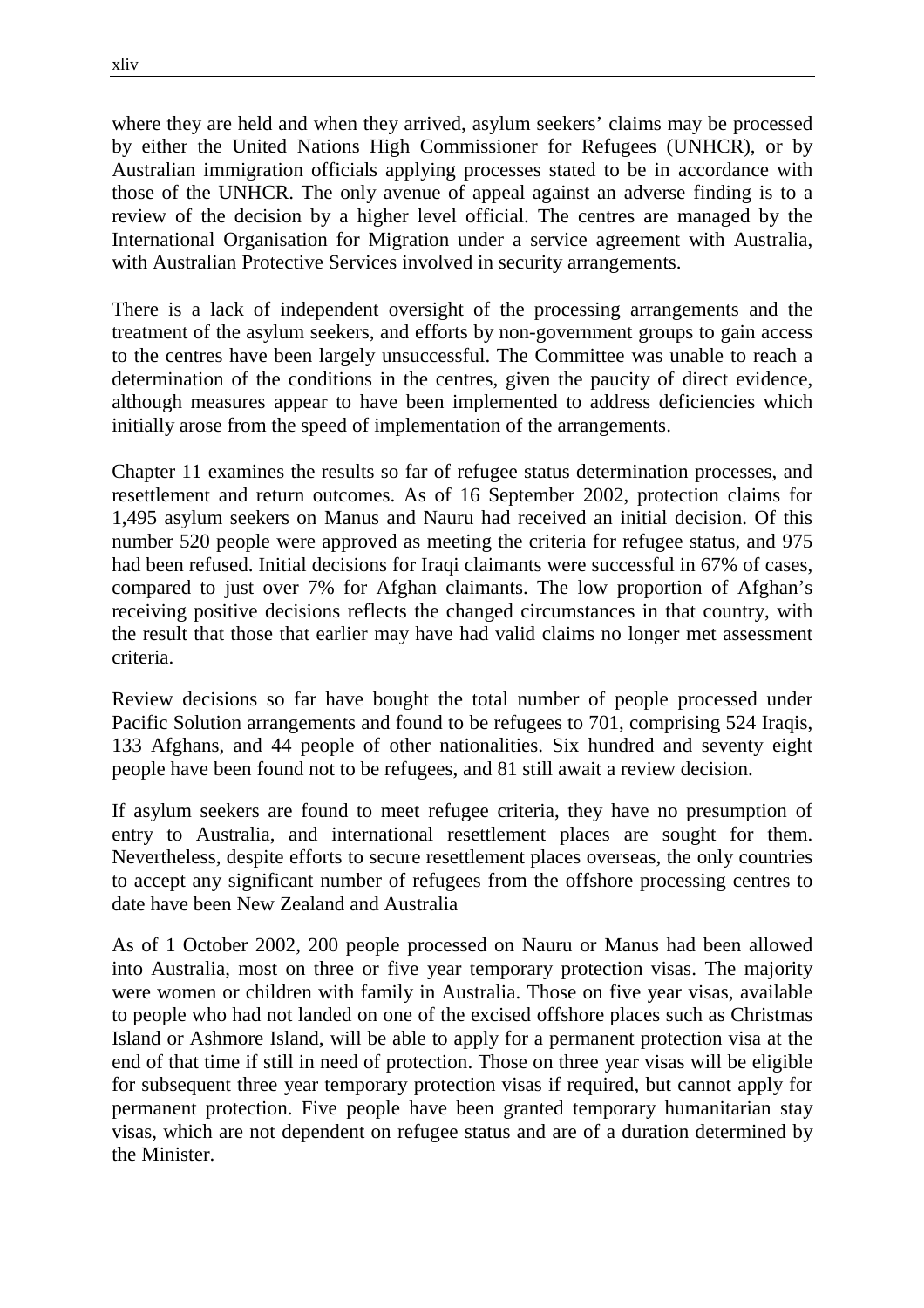where they are held and when they arrived, asylum seekers' claims may be processed by either the United Nations High Commissioner for Refugees (UNHCR), or by Australian immigration officials applying processes stated to be in accordance with those of the UNHCR. The only avenue of appeal against an adverse finding is to a review of the decision by a higher level official. The centres are managed by the International Organisation for Migration under a service agreement with Australia, with Australian Protective Services involved in security arrangements.

There is a lack of independent oversight of the processing arrangements and the treatment of the asylum seekers, and efforts by non-government groups to gain access to the centres have been largely unsuccessful. The Committee was unable to reach a determination of the conditions in the centres, given the paucity of direct evidence, although measures appear to have been implemented to address deficiencies which initially arose from the speed of implementation of the arrangements.

Chapter 11 examines the results so far of refugee status determination processes, and resettlement and return outcomes. As of 16 September 2002, protection claims for 1,495 asylum seekers on Manus and Nauru had received an initial decision. Of this number 520 people were approved as meeting the criteria for refugee status, and 975 had been refused. Initial decisions for Iraqi claimants were successful in 67% of cases, compared to just over 7% for Afghan claimants. The low proportion of Afghan's receiving positive decisions reflects the changed circumstances in that country, with the result that those that earlier may have had valid claims no longer met assessment criteria.

Review decisions so far have bought the total number of people processed under Pacific Solution arrangements and found to be refugees to 701, comprising 524 Iraqis, 133 Afghans, and 44 people of other nationalities. Six hundred and seventy eight people have been found not to be refugees, and 81 still await a review decision.

If asylum seekers are found to meet refugee criteria, they have no presumption of entry to Australia, and international resettlement places are sought for them. Nevertheless, despite efforts to secure resettlement places overseas, the only countries to accept any significant number of refugees from the offshore processing centres to date have been New Zealand and Australia

As of 1 October 2002, 200 people processed on Nauru or Manus had been allowed into Australia, most on three or five year temporary protection visas. The majority were women or children with family in Australia. Those on five year visas, available to people who had not landed on one of the excised offshore places such as Christmas Island or Ashmore Island, will be able to apply for a permanent protection visa at the end of that time if still in need of protection. Those on three year visas will be eligible for subsequent three year temporary protection visas if required, but cannot apply for permanent protection. Five people have been granted temporary humanitarian stay visas, which are not dependent on refugee status and are of a duration determined by the Minister.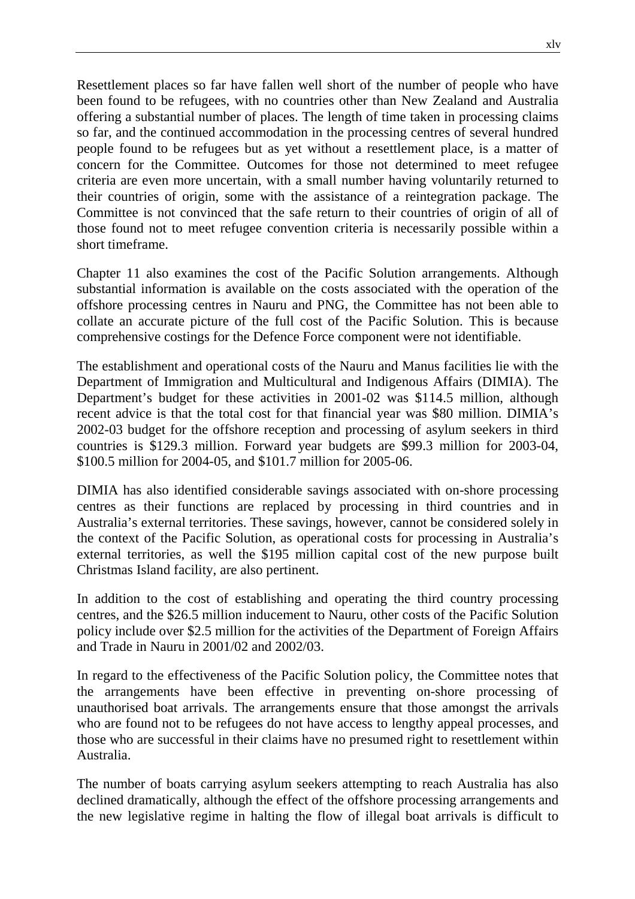Resettlement places so far have fallen well short of the number of people who have been found to be refugees, with no countries other than New Zealand and Australia offering a substantial number of places. The length of time taken in processing claims so far, and the continued accommodation in the processing centres of several hundred people found to be refugees but as yet without a resettlement place, is a matter of concern for the Committee. Outcomes for those not determined to meet refugee criteria are even more uncertain, with a small number having voluntarily returned to their countries of origin, some with the assistance of a reintegration package. The Committee is not convinced that the safe return to their countries of origin of all of those found not to meet refugee convention criteria is necessarily possible within a short timeframe.

Chapter 11 also examines the cost of the Pacific Solution arrangements. Although substantial information is available on the costs associated with the operation of the offshore processing centres in Nauru and PNG, the Committee has not been able to collate an accurate picture of the full cost of the Pacific Solution. This is because comprehensive costings for the Defence Force component were not identifiable.

The establishment and operational costs of the Nauru and Manus facilities lie with the Department of Immigration and Multicultural and Indigenous Affairs (DIMIA). The Department's budget for these activities in 2001-02 was $114.5 million, although recent advice is that the total cost for that financial year was $80 million. DIMIA's 2002-03 budget for the offshore reception and processing of asylum seekers in third countries is $129.3 million. Forward year budgets are $99.3 million for 2003-04, $100.5 million for 2004-05, and $101.7 million for 2005-06.

DIMIA has also identified considerable savings associated with on-shore processing centres as their functions are replaced by processing in third countries and in Australia's external territories. These savings, however, cannot be considered solely in the context of the Pacific Solution, as operational costs for processing in Australia's external territories, as well the $195 million capital cost of the new purpose built Christmas Island facility, are also pertinent.

In addition to the cost of establishing and operating the third country processing centres, and the $26.5 million inducement to Nauru, other costs of the Pacific Solution policy include over $2.5 million for the activities of the Department of Foreign Affairs and Trade in Nauru in 2001/02 and 2002/03.

In regard to the effectiveness of the Pacific Solution policy, the Committee notes that the arrangements have been effective in preventing on-shore processing of unauthorised boat arrivals. The arrangements ensure that those amongst the arrivals who are found not to be refugees do not have access to lengthy appeal processes, and those who are successful in their claims have no presumed right to resettlement within Australia.

The number of boats carrying asylum seekers attempting to reach Australia has also declined dramatically, although the effect of the offshore processing arrangements and the new legislative regime in halting the flow of illegal boat arrivals is difficult to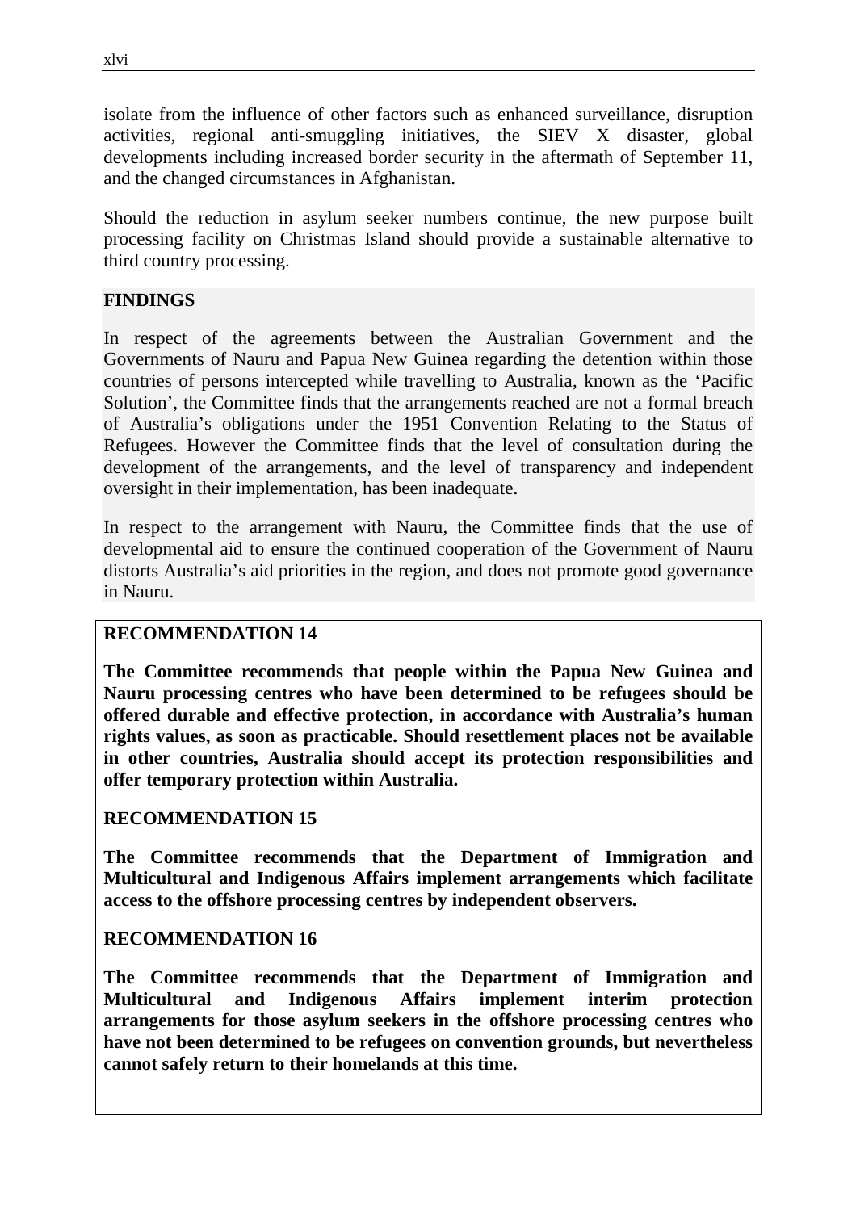isolate from the influence of other factors such as enhanced surveillance, disruption activities, regional anti-smuggling initiatives, the SIEV X disaster, global developments including increased border security in the aftermath of September 11, and the changed circumstances in Afghanistan.

Should the reduction in asylum seeker numbers continue, the new purpose built processing facility on Christmas Island should provide a sustainable alternative to third country processing.

**FINDINGS**

In respect of the agreements between the Australian Government and the Governments of Nauru and Papua New Guinea regarding the detention within those countries of persons intercepted while travelling to Australia, known as the 'Pacific Solution', the Committee finds that the arrangements reached are not a formal breach of Australia's obligations under the 1951 Convention Relating to the Status of Refugees. However the Committee finds that the level of consultation during the development of the arrangements, and the level of transparency and independent oversight in their implementation, has been inadequate.

In respect to the arrangement with Nauru, the Committee finds that the use of developmental aid to ensure the continued cooperation of the Government of Nauru distorts Australia's aid priorities in the region, and does not promote good governance in Nauru.

**RECOMMENDATION 14**

**The Committee recommends that people within the Papua New Guinea and Nauru processing centres who have been determined to be refugees should be offered durable and effective protection, in accordance with Australia's human rights values, as soon as practicable. Should resettlement places not be available in other countries, Australia should accept its protection responsibilities and offer temporary protection within Australia.**

**RECOMMENDATION 15**

**The Committee recommends that the Department of Immigration and Multicultural and Indigenous Affairs implement arrangements which facilitate access to the offshore processing centres by independent observers.**

**RECOMMENDATION 16**

**The Committee recommends that the Department of Immigration and Multicultural and Indigenous Affairs implement interim protection arrangements for those asylum seekers in the offshore processing centres who have not been determined to be refugees on convention grounds, but nevertheless cannot safely return to their homelands at this time.**